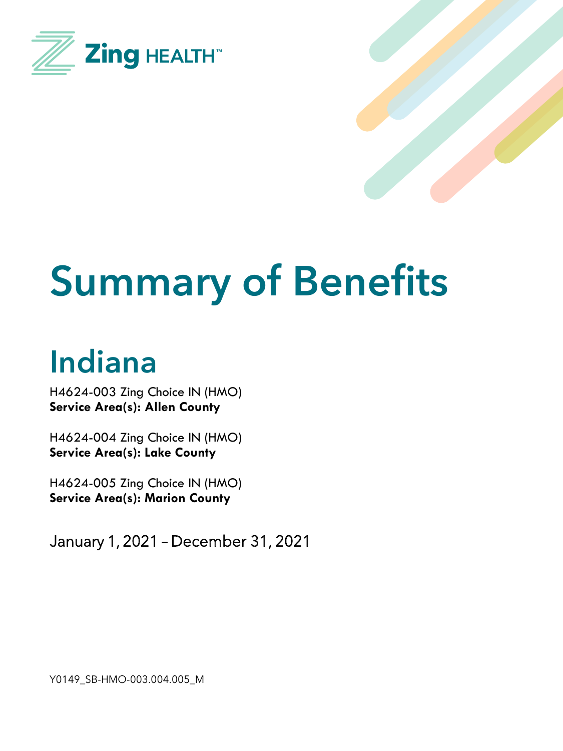Zing HEALTH™

# Summary of Benefits

## Indiana

H4624-003 Zing Choice IN (HMO)
**Service Area(s): Allen County**

H4624-004 Zing Choice IN (HMO)
**Service Area(s): Lake County**

H4624-005 Zing Choice IN (HMO)
**Service Area(s): Marion County**

January 1, 2021 – December 31, 2021

Y0149_SB-HMO-003.004.005_M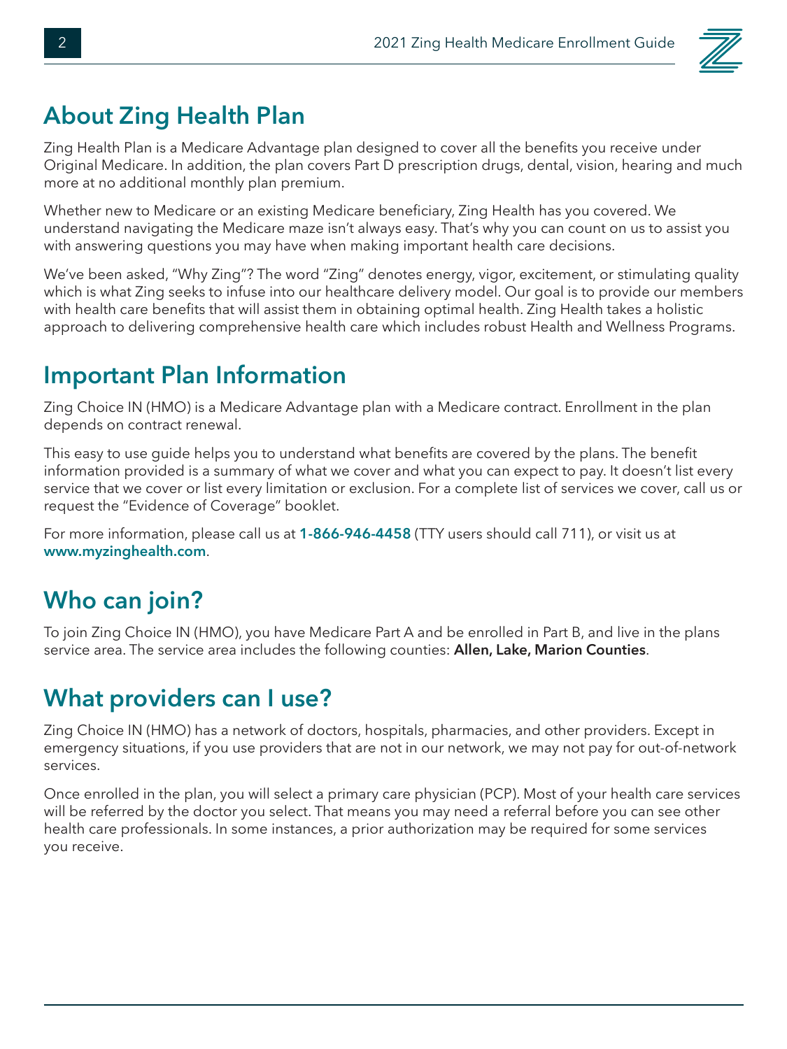## About Zing Health Plan

Zing Health Plan is a Medicare Advantage plan designed to cover all the benefits you receive under Original Medicare. In addition, the plan covers Part D prescription drugs, dental, vision, hearing and much more at no additional monthly plan premium.

Whether new to Medicare or an existing Medicare beneficiary, Zing Health has you covered. We understand navigating the Medicare maze isn't always easy. That's why you can count on us to assist you with answering questions you may have when making important health care decisions.

We've been asked, "Why Zing"? The word "Zing" denotes energy, vigor, excitement, or stimulating quality which is what Zing seeks to infuse into our healthcare delivery model. Our goal is to provide our members with health care benefits that will assist them in obtaining optimal health. Zing Health takes a holistic approach to delivering comprehensive health care which includes robust Health and Wellness Programs.

## Important Plan Information

Zing Choice IN (HMO) is a Medicare Advantage plan with a Medicare contract. Enrollment in the plan depends on contract renewal.

This easy to use guide helps you to understand what benefits are covered by the plans. The benefit information provided is a summary of what we cover and what you can expect to pay. It doesn't list every service that we cover or list every limitation or exclusion. For a complete list of services we cover, call us or request the "Evidence of Coverage" booklet.

For more information, please call us at **1-866-946-4458** (TTY users should call 711), or visit us at **www.myzinghealth.com**.

## Who can join?

To join Zing Choice IN (HMO), you have Medicare Part A and be enrolled in Part B, and live in the plans service area. The service area includes the following counties: **Allen, Lake, Marion Counties**.

## What providers can I use?

Zing Choice IN (HMO) has a network of doctors, hospitals, pharmacies, and other providers. Except in emergency situations, if you use providers that are not in our network, we may not pay for out-of-network services.

Once enrolled in the plan, you will select a primary care physician (PCP). Most of your health care services will be referred by the doctor you select. That means you may need a referral before you can see other health care professionals. In some instances, a prior authorization may be required for some services you receive.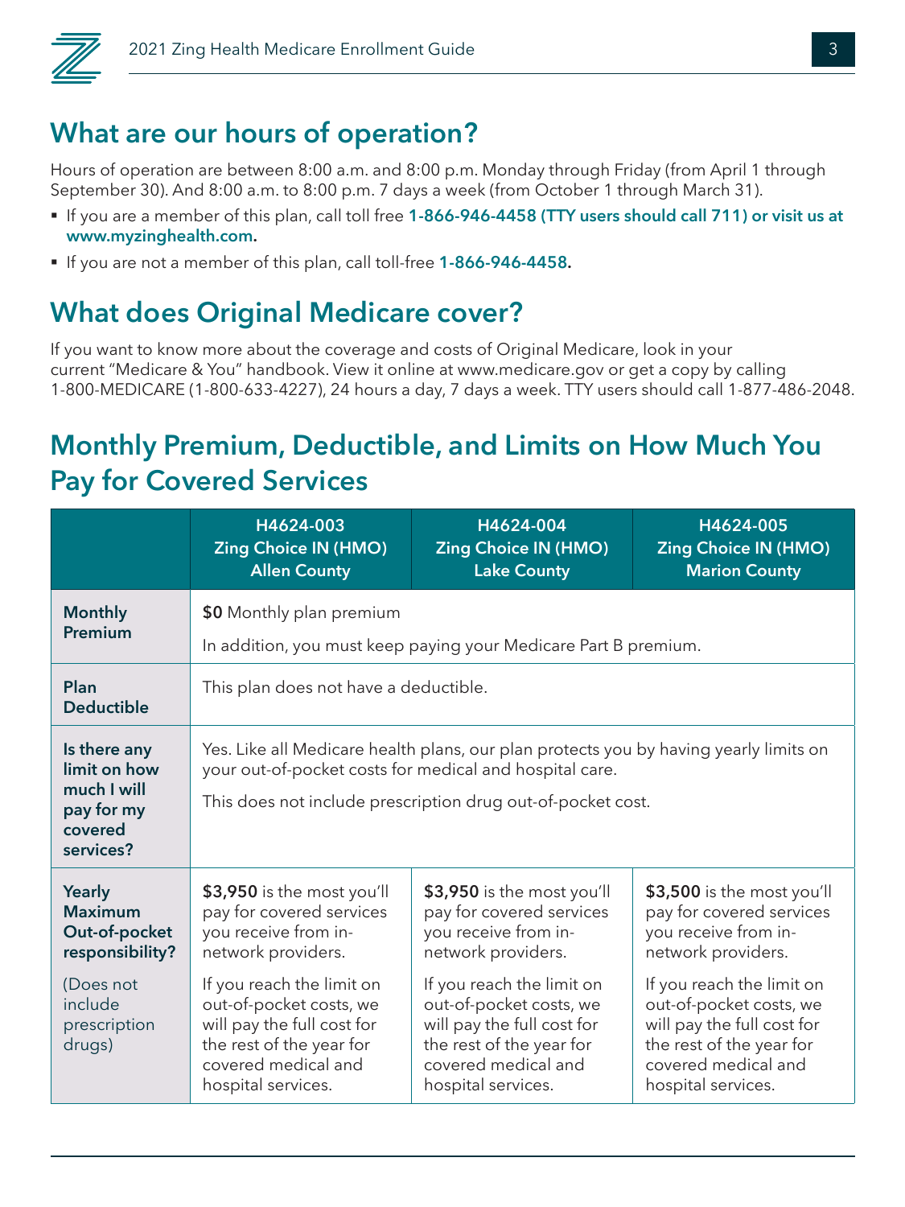## What are our hours of operation?

Hours of operation are between 8:00 a.m. and 8:00 p.m. Monday through Friday (from April 1 through September 30). And 8:00 a.m. to 8:00 p.m. 7 days a week (from October 1 through March 31).

- If you are a member of this plan, call toll free **1-866-946-4458 (TTY users should call 711) or visit us at www.myzinghealth.com.**
- If you are not a member of this plan, call toll-free **1-866-946-4458.**

## What does Original Medicare cover?

If you want to know more about the coverage and costs of Original Medicare, look in your current "Medicare & You" handbook. View it online at www.medicare.gov or get a copy by calling 1-800-MEDICARE (1-800-633-4227), 24 hours a day, 7 days a week. TTY users should call 1-877-486-2048.

## Monthly Premium, Deductible, and Limits on How Much You Pay for Covered Services

| | H4624-003 Zing Choice IN (HMO) Allen County | H4624-004 Zing Choice IN (HMO) Lake County | H4624-005 Zing Choice IN (HMO) Marion County |
|---|---|---|---|
| **Monthly Premium** | **$0** Monthly plan premium<br><br>In addition, you must keep paying your Medicare Part B premium. | | |
| **Plan Deductible** | This plan does not have a deductible. | | |
| **Is there any limit on how much I will pay for my covered services?** | Yes. Like all Medicare health plans, our plan protects you by having yearly limits on your out-of-pocket costs for medical and hospital care.<br><br>This does not include prescription drug out-of-pocket cost. | | |
| **Yearly Maximum Out-of-pocket responsibility?**<br><br>(Does not include prescription drugs) | **$3,950** is the most you'll pay for covered services you receive from in-network providers.<br><br>If you reach the limit on out-of-pocket costs, we will pay the full cost for the rest of the year for covered medical and hospital services. | **$3,950** is the most you'll pay for covered services you receive from in-network providers.<br><br>If you reach the limit on out-of-pocket costs, we will pay the full cost for the rest of the year for covered medical and hospital services. | **$3,500** is the most you'll pay for covered services you receive from in-network providers.<br><br>If you reach the limit on out-of-pocket costs, we will pay the full cost for the rest of the year for covered medical and hospital services. |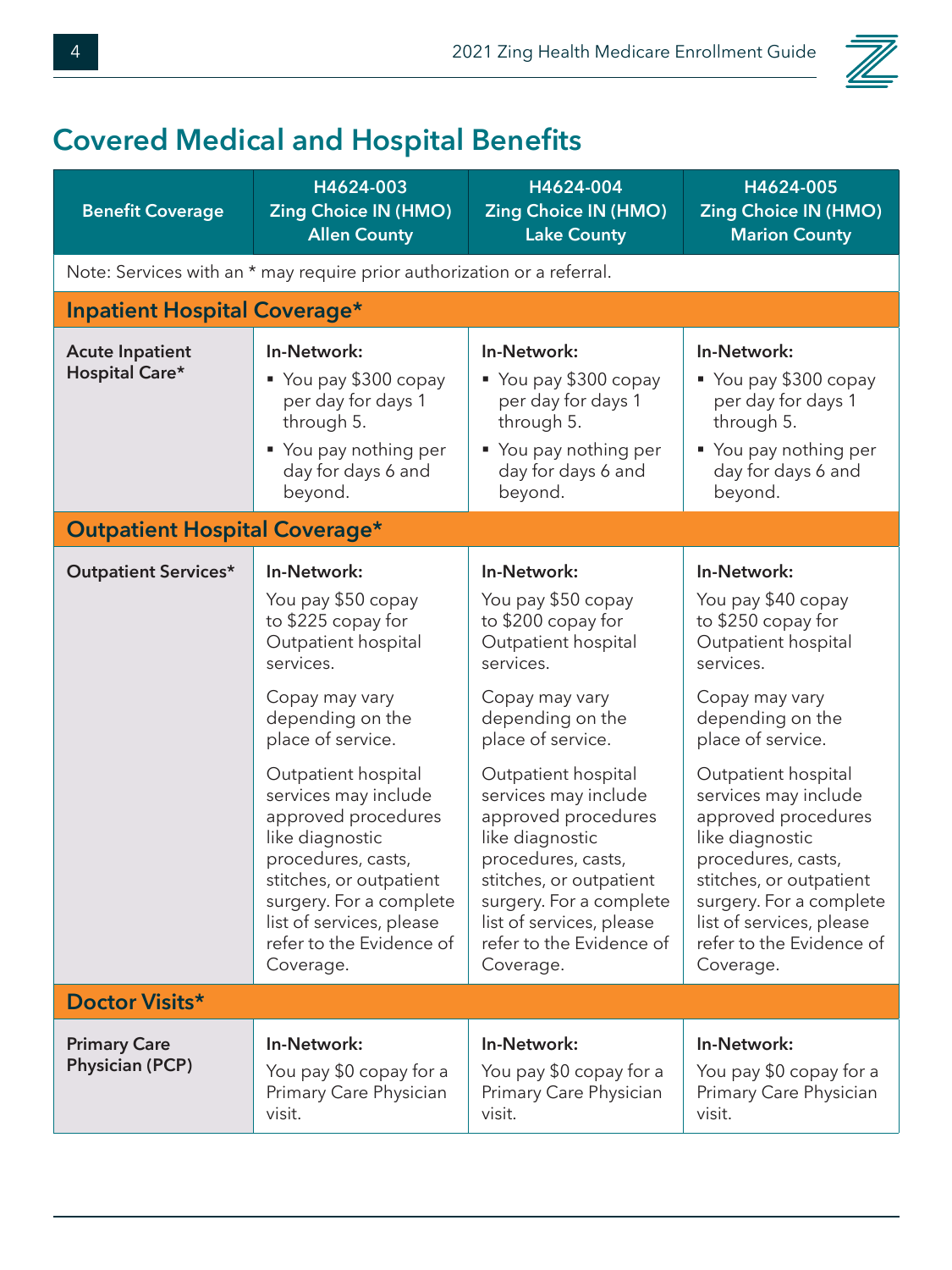## Covered Medical and Hospital Benefits

| Benefit Coverage | H4624-003 Zing Choice IN (HMO) Allen County | H4624-004 Zing Choice IN (HMO) Lake County | H4624-005 Zing Choice IN (HMO) Marion County |
|---|---|---|---|
| Note: Services with an * may require prior authorization or a referral. | | | |
| **Inpatient Hospital Coverage*** | | | |
| **Acute Inpatient Hospital Care*** | **In-Network:**<br>▪ You pay $300 copay per day for days 1 through 5.<br>▪ You pay nothing per day for days 6 and beyond. | **In-Network:**<br>▪ You pay $300 copay per day for days 1 through 5.<br>▪ You pay nothing per day for days 6 and beyond. | **In-Network:**<br>▪ You pay $300 copay per day for days 1 through 5.<br>▪ You pay nothing per day for days 6 and beyond. |
| **Outpatient Hospital Coverage*** | | | |
| **Outpatient Services*** | **In-Network:**<br>You pay $50 copay to $225 copay for Outpatient hospital services.<br>Copay may vary depending on the place of service.<br>Outpatient hospital services may include approved procedures like diagnostic procedures, casts, stitches, or outpatient surgery. For a complete list of services, please refer to the Evidence of Coverage. | **In-Network:**<br>You pay $50 copay to $200 copay for Outpatient hospital services.<br>Copay may vary depending on the place of service.<br>Outpatient hospital services may include approved procedures like diagnostic procedures, casts, stitches, or outpatient surgery. For a complete list of services, please refer to the Evidence of Coverage. | **In-Network:**<br>You pay $40 copay to $250 copay for Outpatient hospital services.<br>Copay may vary depending on the place of service.<br>Outpatient hospital services may include approved procedures like diagnostic procedures, casts, stitches, or outpatient surgery. For a complete list of services, please refer to the Evidence of Coverage. |
| **Doctor Visits*** | | | |
| **Primary Care Physician (PCP)** | **In-Network:**<br>You pay $0 copay for a Primary Care Physician visit. | **In-Network:**<br>You pay $0 copay for a Primary Care Physician visit. | **In-Network:**<br>You pay $0 copay for a Primary Care Physician visit. |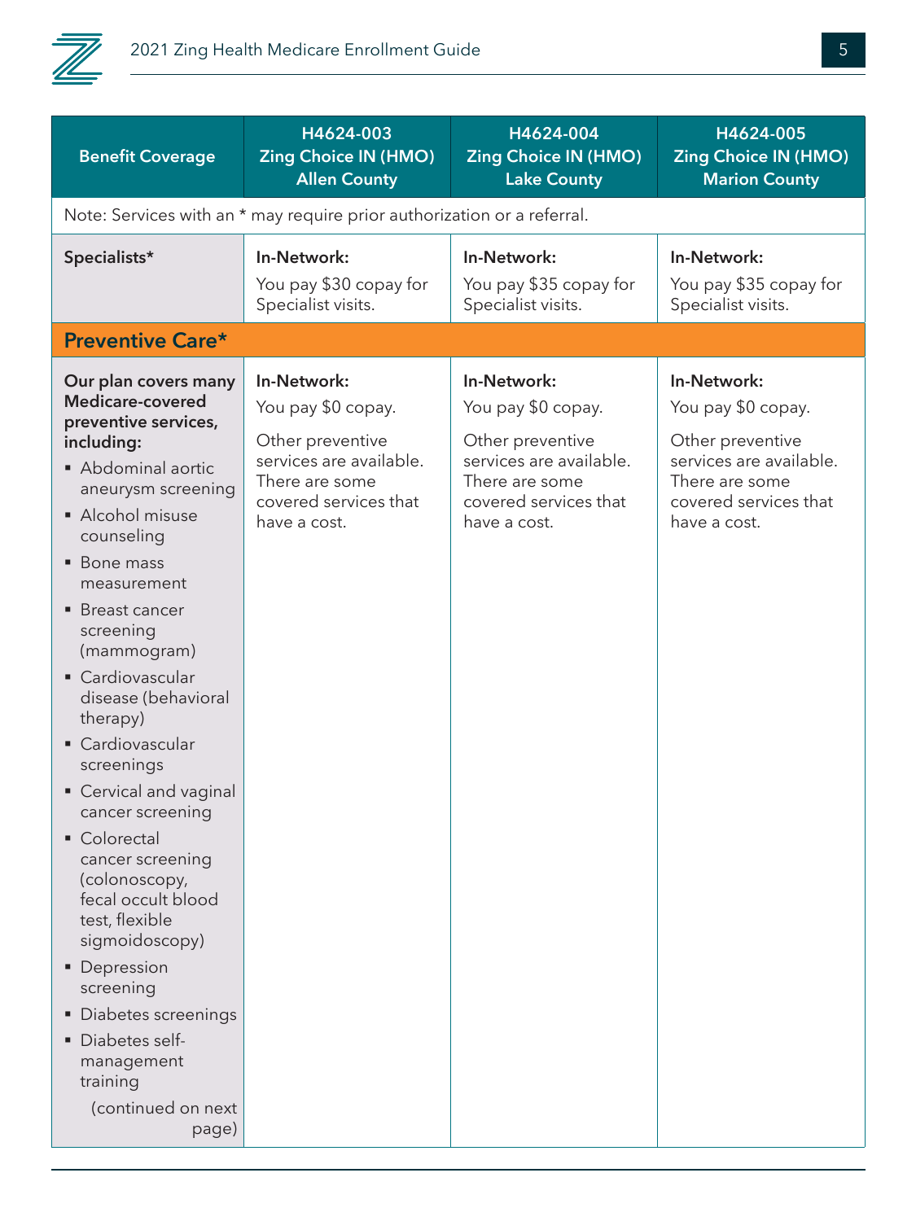| Benefit Coverage | H4624-003 Zing Choice IN (HMO) Allen County | H4624-004 Zing Choice IN (HMO) Lake County | H4624-005 Zing Choice IN (HMO) Marion County |
|---|---|---|---|
| Note: Services with an * may require prior authorization or a referral. | | | |
| **Specialists*** | **In-Network:** You pay $30 copay for Specialist visits. | **In-Network:** You pay $35 copay for Specialist visits. | **In-Network:** You pay $35 copay for Specialist visits. |
| **Preventive Care*** | | | |
| **Our plan covers many Medicare-covered preventive services, including:** <br>▪ Abdominal aortic aneurysm screening <br>▪ Alcohol misuse counseling <br>▪ Bone mass measurement <br>▪ Breast cancer screening (mammogram) <br>▪ Cardiovascular disease (behavioral therapy) <br>▪ Cardiovascular screenings <br>▪ Cervical and vaginal cancer screening <br>▪ Colorectal cancer screening (colonoscopy, fecal occult blood test, flexible sigmoidoscopy) <br>▪ Depression screening <br>▪ Diabetes screenings <br>▪ Diabetes self-management training <br>(continued on next page) | **In-Network:** You pay $0 copay. Other preventive services are available. There are some covered services that have a cost. | **In-Network:** You pay $0 copay. Other preventive services are available. There are some covered services that have a cost. | **In-Network:** You pay $0 copay. Other preventive services are available. There are some covered services that have a cost. |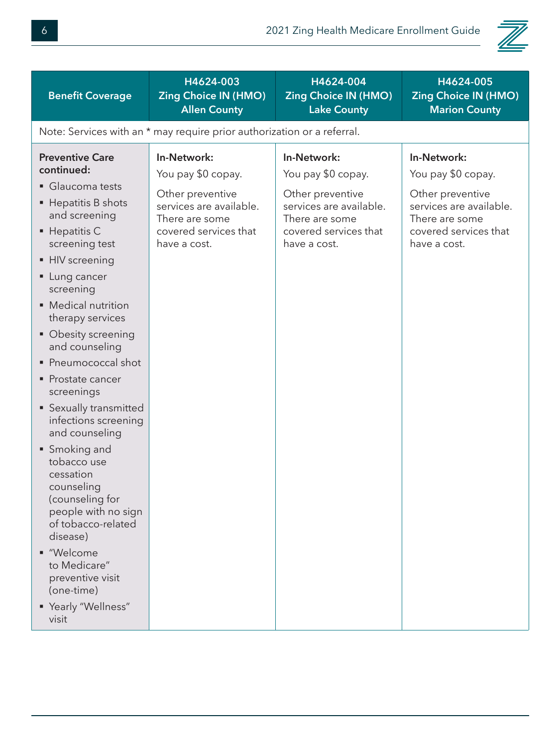| Benefit Coverage | H4624-003 Zing Choice IN (HMO) Allen County | H4624-004 Zing Choice IN (HMO) Lake County | H4624-005 Zing Choice IN (HMO) Marion County |
|---|---|---|---|
| Note: Services with an * may require prior authorization or a referral. | | | |
| **Preventive Care continued:**<br>▪ Glaucoma tests<br>▪ Hepatitis B shots and screening<br>▪ Hepatitis C screening test<br>▪ HIV screening<br>▪ Lung cancer screening<br>▪ Medical nutrition therapy services<br>▪ Obesity screening and counseling<br>▪ Pneumococcal shot<br>▪ Prostate cancer screenings<br>▪ Sexually transmitted infections screening and counseling<br>▪ Smoking and tobacco use cessation counseling (counseling for people with no sign of tobacco-related disease)<br>▪ "Welcome to Medicare" preventive visit (one-time)<br>▪ Yearly "Wellness" visit | **In-Network:**<br>You pay $0 copay.<br>Other preventive services are available. There are some covered services that have a cost. | **In-Network:**<br>You pay $0 copay.<br>Other preventive services are available. There are some covered services that have a cost. | **In-Network:**<br>You pay $0 copay.<br>Other preventive services are available. There are some covered services that have a cost. |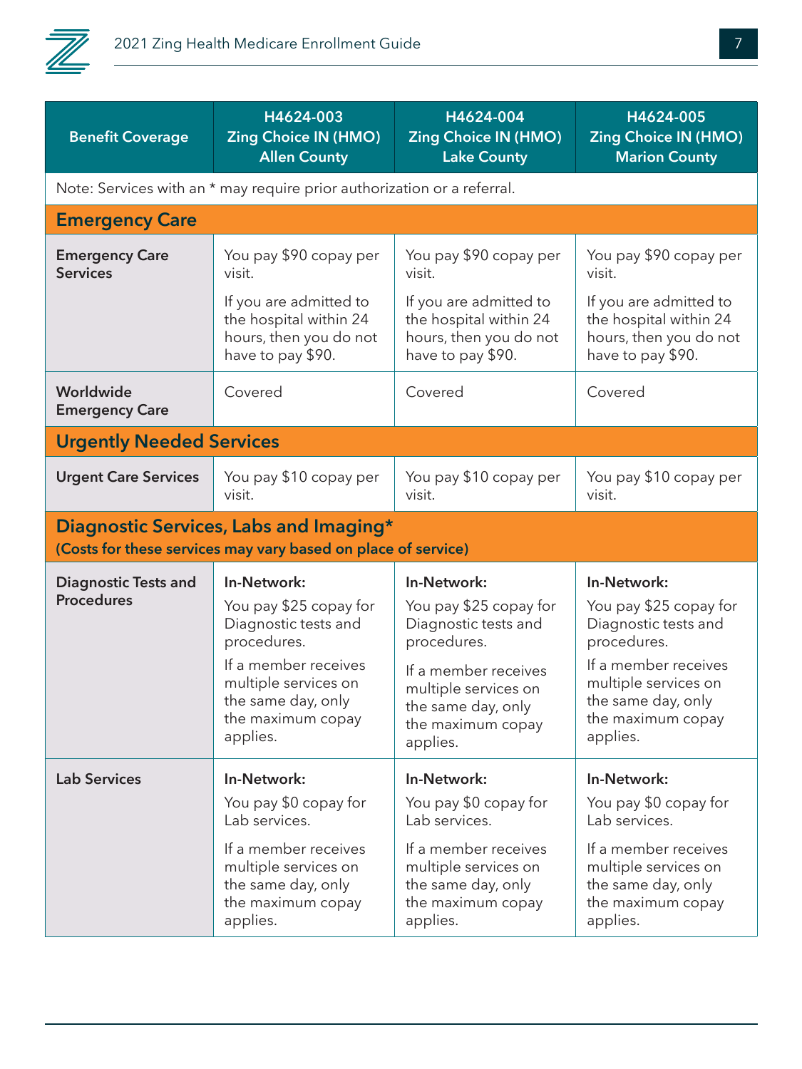| Benefit Coverage | H4624-003 Zing Choice IN (HMO) Allen County | H4624-004 Zing Choice IN (HMO) Lake County | H4624-005 Zing Choice IN (HMO) Marion County |
|---|---|---|---|
| Note: Services with an * may require prior authorization or a referral. | | | |
| **Emergency Care** | | | |
| **Emergency Care Services** | You pay $90 copay per visit.<br><br>If you are admitted to the hospital within 24 hours, then you do not have to pay $90. | You pay $90 copay per visit.<br><br>If you are admitted to the hospital within 24 hours, then you do not have to pay $90. | You pay $90 copay per visit.<br><br>If you are admitted to the hospital within 24 hours, then you do not have to pay $90. |
| **Worldwide Emergency Care** | Covered | Covered | Covered |
| **Urgently Needed Services** | | | |
| **Urgent Care Services** | You pay $10 copay per visit. | You pay $10 copay per visit. | You pay $10 copay per visit. |
| **Diagnostic Services, Labs and Imaging*** **(Costs for these services may vary based on place of service)** | | | |
| **Diagnostic Tests and Procedures** | **In-Network:**<br>You pay $25 copay for Diagnostic tests and procedures.<br><br>If a member receives multiple services on the same day, only the maximum copay applies. | **In-Network:**<br>You pay $25 copay for Diagnostic tests and procedures.<br><br>If a member receives multiple services on the same day, only the maximum copay applies. | **In-Network:**<br>You pay $25 copay for Diagnostic tests and procedures.<br><br>If a member receives multiple services on the same day, only the maximum copay applies. |
| **Lab Services** | **In-Network:**<br>You pay $0 copay for Lab services.<br><br>If a member receives multiple services on the same day, only the maximum copay applies. | **In-Network:**<br>You pay $0 copay for Lab services.<br><br>If a member receives multiple services on the same day, only the maximum copay applies. | **In-Network:**<br>You pay $0 copay for Lab services.<br><br>If a member receives multiple services on the same day, only the maximum copay applies. |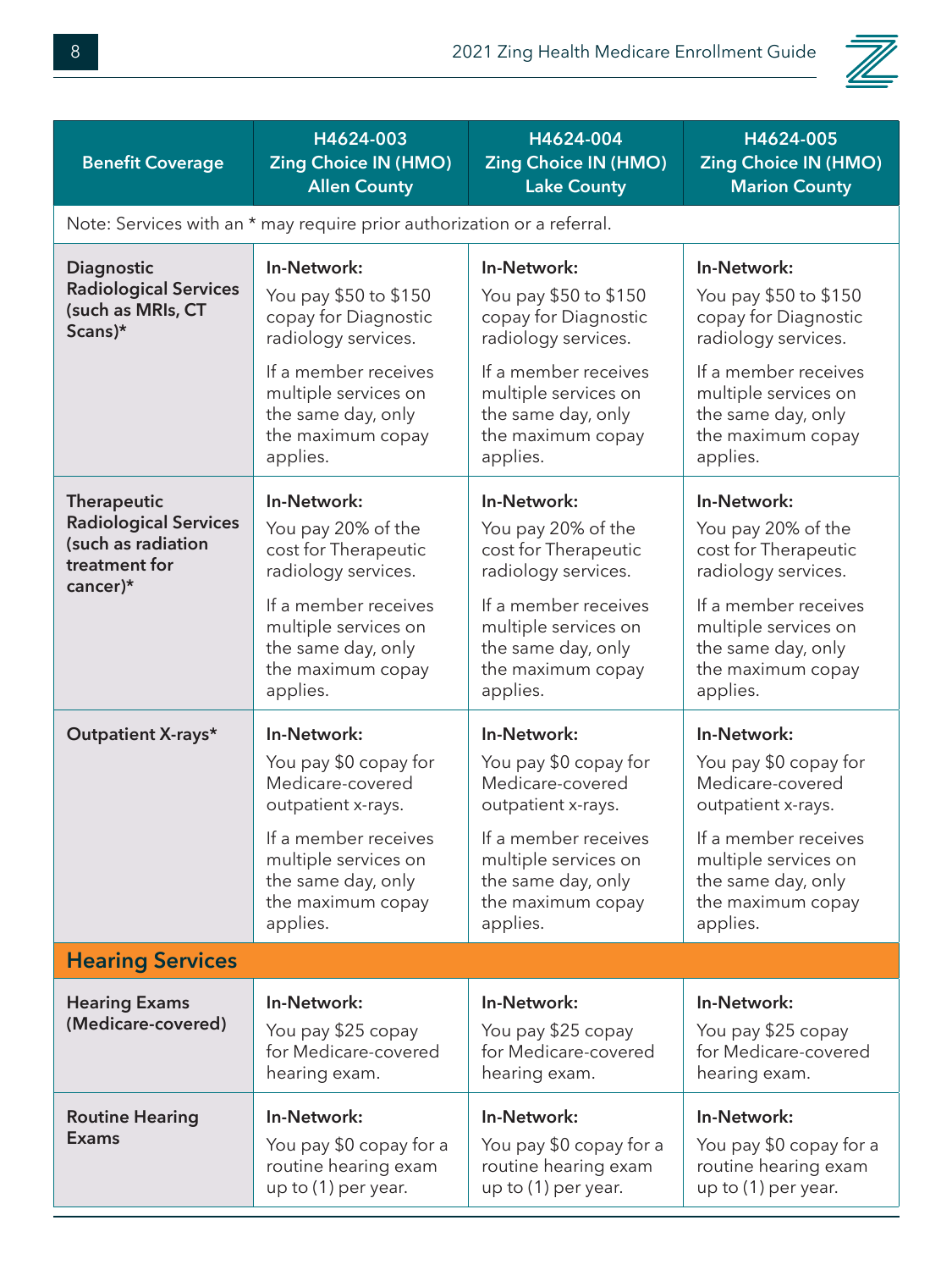| Benefit Coverage | H4624-003 Zing Choice IN (HMO) Allen County | H4624-004 Zing Choice IN (HMO) Lake County | H4624-005 Zing Choice IN (HMO) Marion County |
|---|---|---|---|
| Note: Services with an * may require prior authorization or a referral. | | | |
| **Diagnostic Radiological Services (such as MRIs, CT Scans)*** | **In-Network:** You pay $50 to $150 copay for Diagnostic radiology services. If a member receives multiple services on the same day, only the maximum copay applies. | **In-Network:** You pay $50 to $150 copay for Diagnostic radiology services. If a member receives multiple services on the same day, only the maximum copay applies. | **In-Network:** You pay $50 to $150 copay for Diagnostic radiology services. If a member receives multiple services on the same day, only the maximum copay applies. |
| **Therapeutic Radiological Services (such as radiation treatment for cancer)*** | **In-Network:** You pay 20% of the cost for Therapeutic radiology services. If a member receives multiple services on the same day, only the maximum copay applies. | **In-Network:** You pay 20% of the cost for Therapeutic radiology services. If a member receives multiple services on the same day, only the maximum copay applies. | **In-Network:** You pay 20% of the cost for Therapeutic radiology services. If a member receives multiple services on the same day, only the maximum copay applies. |
| **Outpatient X-rays*** | **In-Network:** You pay $0 copay for Medicare-covered outpatient x-rays. If a member receives multiple services on the same day, only the maximum copay applies. | **In-Network:** You pay $0 copay for Medicare-covered outpatient x-rays. If a member receives multiple services on the same day, only the maximum copay applies. | **In-Network:** You pay $0 copay for Medicare-covered outpatient x-rays. If a member receives multiple services on the same day, only the maximum copay applies. |
| **Hearing Services** | | | |
| **Hearing Exams (Medicare-covered)** | **In-Network:** You pay $25 copay for Medicare-covered hearing exam. | **In-Network:** You pay $25 copay for Medicare-covered hearing exam. | **In-Network:** You pay $25 copay for Medicare-covered hearing exam. |
| **Routine Hearing Exams** | **In-Network:** You pay $0 copay for a routine hearing exam up to (1) per year. | **In-Network:** You pay $0 copay for a routine hearing exam up to (1) per year. | **In-Network:** You pay $0 copay for a routine hearing exam up to (1) per year. |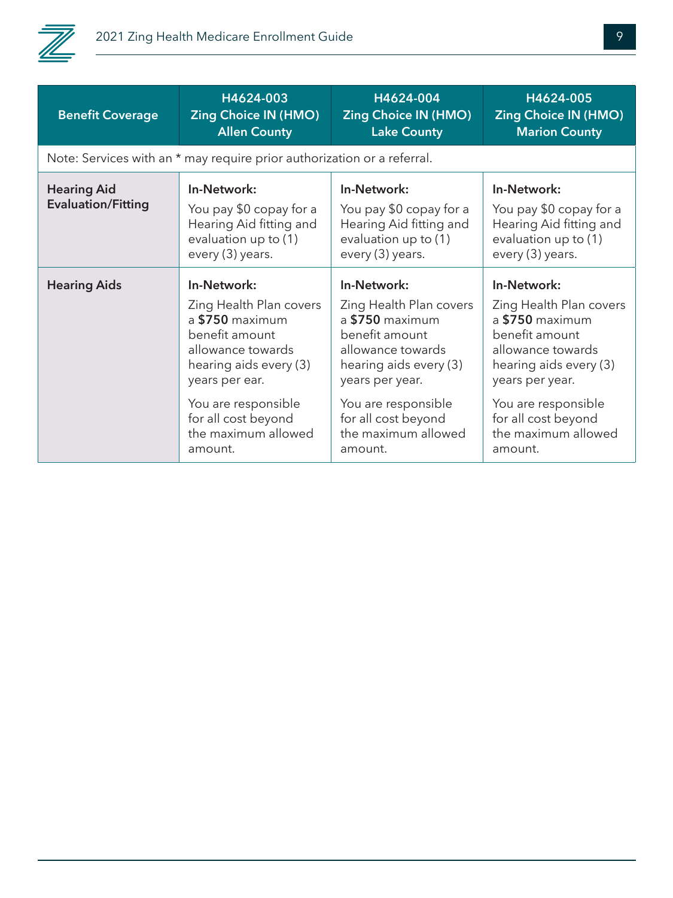| Benefit Coverage | H4624-003 Zing Choice IN (HMO) Allen County | H4624-004 Zing Choice IN (HMO) Lake County | H4624-005 Zing Choice IN (HMO) Marion County |
|---|---|---|---|
| Note: Services with an * may require prior authorization or a referral. | | | |
| **Hearing Aid Evaluation/Fitting** | **In-Network:** You pay $0 copay for a Hearing Aid fitting and evaluation up to (1) every (3) years. | **In-Network:** You pay $0 copay for a Hearing Aid fitting and evaluation up to (1) every (3) years. | **In-Network:** You pay $0 copay for a Hearing Aid fitting and evaluation up to (1) every (3) years. |
| **Hearing Aids** | **In-Network:** Zing Health Plan covers a **$750** maximum benefit amount allowance towards hearing aids every (3) years per ear. You are responsible for all cost beyond the maximum allowed amount. | **In-Network:** Zing Health Plan covers a **$750** maximum benefit amount allowance towards hearing aids every (3) years per year. You are responsible for all cost beyond the maximum allowed amount. | **In-Network:** Zing Health Plan covers a **$750** maximum benefit amount allowance towards hearing aids every (3) years per year. You are responsible for all cost beyond the maximum allowed amount. |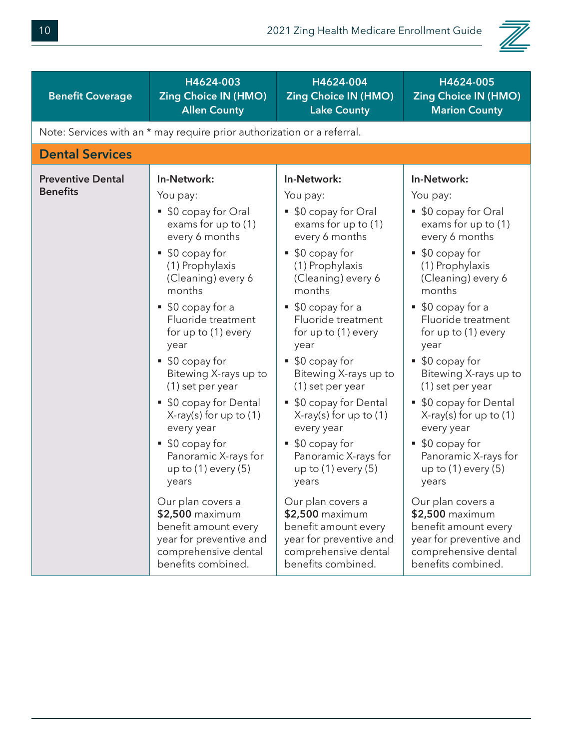| Benefit Coverage | H4624-003 Zing Choice IN (HMO) Allen County | H4624-004 Zing Choice IN (HMO) Lake County | H4624-005 Zing Choice IN (HMO) Marion County |
|---|---|---|---|
| Note: Services with an * may require prior authorization or a referral. | | | |
| **Dental Services** | | | |
| **Preventive Dental Benefits** | **In-Network:**<br>You pay:<br>▪ $0 copay for Oral exams for up to (1) every 6 months<br>▪ $0 copay for (1) Prophylaxis (Cleaning) every 6 months<br>▪ $0 copay for a Fluoride treatment for up to (1) every year<br>▪ $0 copay for Bitewing X-rays up to (1) set per year<br>▪ $0 copay for Dental X-ray(s) for up to (1) every year<br>▪ $0 copay for Panoramic X-rays for up to (1) every (5) years<br><br>Our plan covers a **$2,500** maximum benefit amount every year for preventive and comprehensive dental benefits combined. | **In-Network:**<br>You pay:<br>▪ $0 copay for Oral exams for up to (1) every 6 months<br>▪ $0 copay for (1) Prophylaxis (Cleaning) every 6 months<br>▪ $0 copay for a Fluoride treatment for up to (1) every year<br>▪ $0 copay for Bitewing X-rays up to (1) set per year<br>▪ $0 copay for Dental X-ray(s) for up to (1) every year<br>▪ $0 copay for Panoramic X-rays for up to (1) every (5) years<br><br>Our plan covers a **$2,500** maximum benefit amount every year for preventive and comprehensive dental benefits combined. | **In-Network:**<br>You pay:<br>▪ $0 copay for Oral exams for up to (1) every 6 months<br>▪ $0 copay for (1) Prophylaxis (Cleaning) every 6 months<br>▪ $0 copay for a Fluoride treatment for up to (1) every year<br>▪ $0 copay for Bitewing X-rays up to (1) set per year<br>▪ $0 copay for Dental X-ray(s) for up to (1) every year<br>▪ $0 copay for Panoramic X-rays for up to (1) every (5) years<br><br>Our plan covers a **$2,500** maximum benefit amount every year for preventive and comprehensive dental benefits combined. |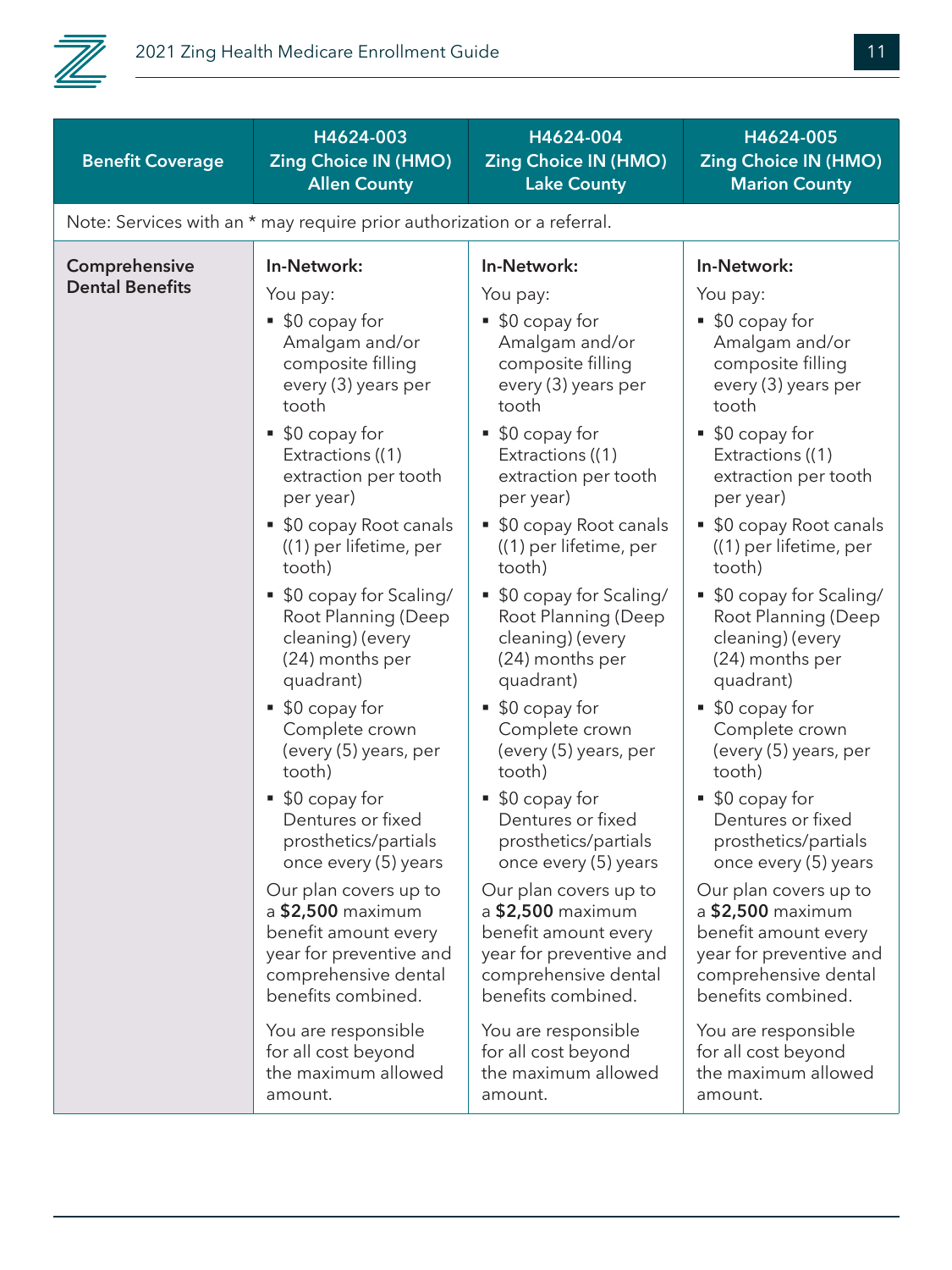| Benefit Coverage | H4624-003 Zing Choice IN (HMO) Allen County | H4624-004 Zing Choice IN (HMO) Lake County | H4624-005 Zing Choice IN (HMO) Marion County |
|---|---|---|---|
| Note: Services with an * may require prior authorization or a referral. | | | |
| **Comprehensive Dental Benefits** | **In-Network:**<br>You pay:<br>▪ $0 copay for Amalgam and/or composite filling every (3) years per tooth<br>▪ $0 copay for Extractions ((1) extraction per tooth per year)<br>▪ $0 copay Root canals ((1) per lifetime, per tooth)<br>▪ $0 copay for Scaling/ Root Planning (Deep cleaning) (every (24) months per quadrant)<br>▪ $0 copay for Complete crown (every (5) years, per tooth)<br>▪ $0 copay for Dentures or fixed prosthetics/partials once every (5) years<br>Our plan covers up to a **$2,500** maximum benefit amount every year for preventive and comprehensive dental benefits combined.<br>You are responsible for all cost beyond the maximum allowed amount. | **In-Network:**<br>You pay:<br>▪ $0 copay for Amalgam and/or composite filling every (3) years per tooth<br>▪ $0 copay for Extractions ((1) extraction per tooth per year)<br>▪ $0 copay Root canals ((1) per lifetime, per tooth)<br>▪ $0 copay for Scaling/ Root Planning (Deep cleaning) (every (24) months per quadrant)<br>▪ $0 copay for Complete crown (every (5) years, per tooth)<br>▪ $0 copay for Dentures or fixed prosthetics/partials once every (5) years<br>Our plan covers up to a **$2,500** maximum benefit amount every year for preventive and comprehensive dental benefits combined.<br>You are responsible for all cost beyond the maximum allowed amount. | **In-Network:**<br>You pay:<br>▪ $0 copay for Amalgam and/or composite filling every (3) years per tooth<br>▪ $0 copay for Extractions ((1) extraction per tooth per year)<br>▪ $0 copay Root canals ((1) per lifetime, per tooth)<br>▪ $0 copay for Scaling/ Root Planning (Deep cleaning) (every (24) months per quadrant)<br>▪ $0 copay for Complete crown (every (5) years, per tooth)<br>▪ $0 copay for Dentures or fixed prosthetics/partials once every (5) years<br>Our plan covers up to a **$2,500** maximum benefit amount every year for preventive and comprehensive dental benefits combined.<br>You are responsible for all cost beyond the maximum allowed amount. |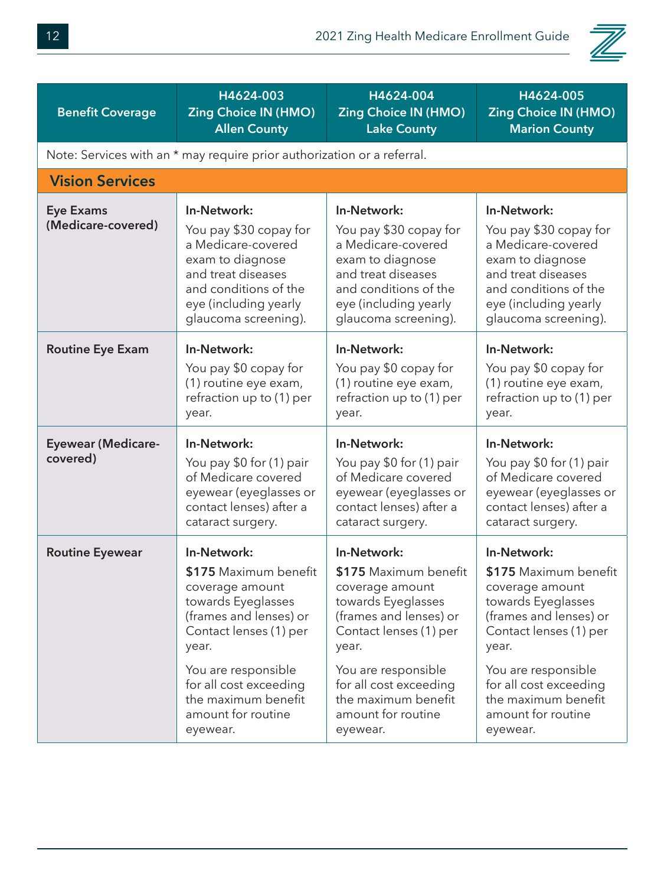| Benefit Coverage | H4624-003 Zing Choice IN (HMO) Allen County | H4624-004 Zing Choice IN (HMO) Lake County | H4624-005 Zing Choice IN (HMO) Marion County |
|---|---|---|---|
| Note: Services with an * may require prior authorization or a referral. | | | |
| **Vision Services** | | | |
| **Eye Exams (Medicare-covered)** | **In-Network:** You pay $30 copay for a Medicare-covered exam to diagnose and treat diseases and conditions of the eye (including yearly glaucoma screening). | **In-Network:** You pay $30 copay for a Medicare-covered exam to diagnose and treat diseases and conditions of the eye (including yearly glaucoma screening). | **In-Network:** You pay $30 copay for a Medicare-covered exam to diagnose and treat diseases and conditions of the eye (including yearly glaucoma screening). |
| **Routine Eye Exam** | **In-Network:** You pay $0 copay for (1) routine eye exam, refraction up to (1) per year. | **In-Network:** You pay $0 copay for (1) routine eye exam, refraction up to (1) per year. | **In-Network:** You pay $0 copay for (1) routine eye exam, refraction up to (1) per year. |
| **Eyewear (Medicare-covered)** | **In-Network:** You pay $0 for (1) pair of Medicare covered eyewear (eyeglasses or contact lenses) after a cataract surgery. | **In-Network:** You pay $0 for (1) pair of Medicare covered eyewear (eyeglasses or contact lenses) after a cataract surgery. | **In-Network:** You pay $0 for (1) pair of Medicare covered eyewear (eyeglasses or contact lenses) after a cataract surgery. |
| **Routine Eyewear** | **In-Network:** **$175** Maximum benefit coverage amount towards Eyeglasses (frames and lenses) or Contact lenses (1) per year. You are responsible for all cost exceeding the maximum benefit amount for routine eyewear. | **In-Network:** **$175** Maximum benefit coverage amount towards Eyeglasses (frames and lenses) or Contact lenses (1) per year. You are responsible for all cost exceeding the maximum benefit amount for routine eyewear. | **In-Network:** **$175** Maximum benefit coverage amount towards Eyeglasses (frames and lenses) or Contact lenses (1) per year. You are responsible for all cost exceeding the maximum benefit amount for routine eyewear. |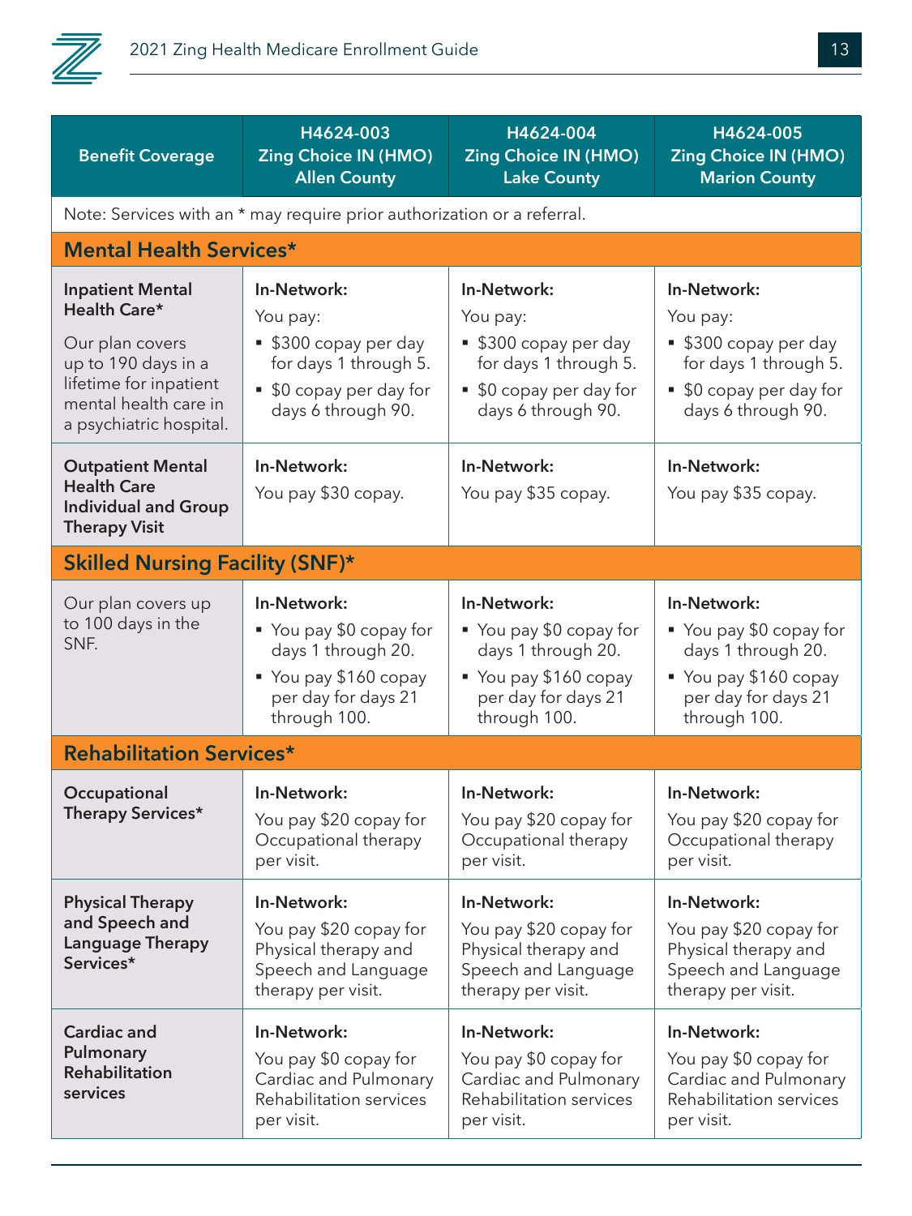| Benefit Coverage | H4624-003 Zing Choice IN (HMO) Allen County | H4624-004 Zing Choice IN (HMO) Lake County | H4624-005 Zing Choice IN (HMO) Marion County |
|---|---|---|---|
| Note: Services with an * may require prior authorization or a referral. | | | |
| **Mental Health Services*** | | | |
| **Inpatient Mental Health Care*** Our plan covers up to 190 days in a lifetime for inpatient mental health care in a psychiatric hospital. | **In-Network:** You pay: ▪ $300 copay per day for days 1 through 5. ▪ $0 copay per day for days 6 through 90. | **In-Network:** You pay: ▪ $300 copay per day for days 1 through 5. ▪ $0 copay per day for days 6 through 90. | **In-Network:** You pay: ▪ $300 copay per day for days 1 through 5. ▪ $0 copay per day for days 6 through 90. |
| **Outpatient Mental Health Care Individual and Group Therapy Visit** | **In-Network:** You pay $30 copay. | **In-Network:** You pay $35 copay. | **In-Network:** You pay $35 copay. |
| **Skilled Nursing Facility (SNF)*** | | | |
| Our plan covers up to 100 days in the SNF. | **In-Network:** ▪ You pay $0 copay for days 1 through 20. ▪ You pay $160 copay per day for days 21 through 100. | **In-Network:** ▪ You pay $0 copay for days 1 through 20. ▪ You pay $160 copay per day for days 21 through 100. | **In-Network:** ▪ You pay $0 copay for days 1 through 20. ▪ You pay $160 copay per day for days 21 through 100. |
| **Rehabilitation Services*** | | | |
| **Occupational Therapy Services*** | **In-Network:** You pay $20 copay for Occupational therapy per visit. | **In-Network:** You pay $20 copay for Occupational therapy per visit. | **In-Network:** You pay $20 copay for Occupational therapy per visit. |
| **Physical Therapy and Speech and Language Therapy Services*** | **In-Network:** You pay $20 copay for Physical therapy and Speech and Language therapy per visit. | **In-Network:** You pay $20 copay for Physical therapy and Speech and Language therapy per visit. | **In-Network:** You pay $20 copay for Physical therapy and Speech and Language therapy per visit. |
| **Cardiac and Pulmonary Rehabilitation services** | **In-Network:** You pay $0 copay for Cardiac and Pulmonary Rehabilitation services per visit. | **In-Network:** You pay $0 copay for Cardiac and Pulmonary Rehabilitation services per visit. | **In-Network:** You pay $0 copay for Cardiac and Pulmonary Rehabilitation services per visit. |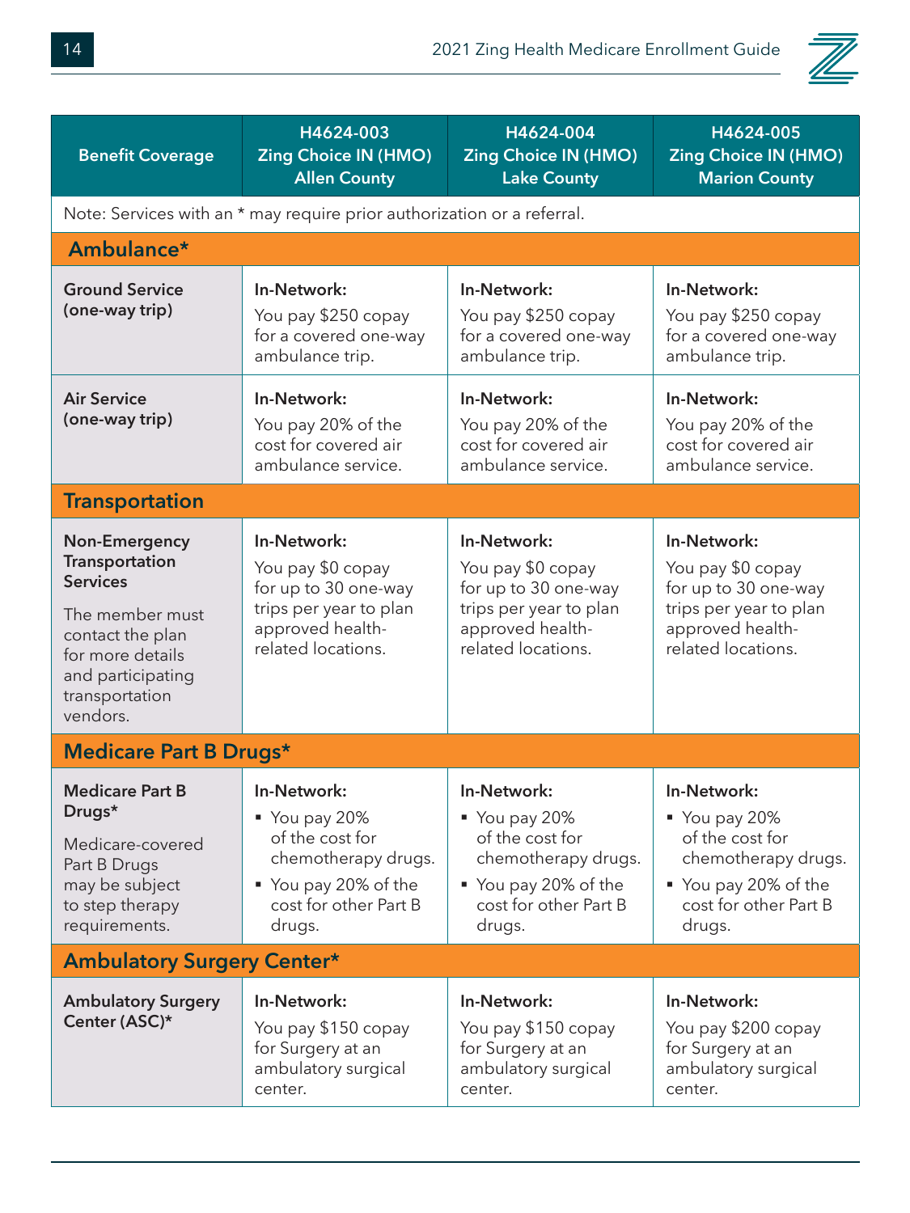| Benefit Coverage | H4624-003 Zing Choice IN (HMO) Allen County | H4624-004 Zing Choice IN (HMO) Lake County | H4624-005 Zing Choice IN (HMO) Marion County |
|---|---|---|---|
| Note: Services with an * may require prior authorization or a referral. | | | |
| **Ambulance*** | | | |
| **Ground Service (one-way trip)** | **In-Network:** You pay $250 copay for a covered one-way ambulance trip. | **In-Network:** You pay $250 copay for a covered one-way ambulance trip. | **In-Network:** You pay $250 copay for a covered one-way ambulance trip. |
| **Air Service (one-way trip)** | **In-Network:** You pay 20% of the cost for covered air ambulance service. | **In-Network:** You pay 20% of the cost for covered air ambulance service. | **In-Network:** You pay 20% of the cost for covered air ambulance service. |
| **Transportation** | | | |
| **Non-Emergency Transportation Services** The member must contact the plan for more details and participating transportation vendors. | **In-Network:** You pay $0 copay for up to 30 one-way trips per year to plan approved health-related locations. | **In-Network:** You pay $0 copay for up to 30 one-way trips per year to plan approved health-related locations. | **In-Network:** You pay $0 copay for up to 30 one-way trips per year to plan approved health-related locations. |
| **Medicare Part B Drugs*** | | | |
| **Medicare Part B Drugs*** Medicare-covered Part B Drugs may be subject to step therapy requirements. | **In-Network:** ▪ You pay 20% of the cost for chemotherapy drugs. ▪ You pay 20% of the cost for other Part B drugs. | **In-Network:** ▪ You pay 20% of the cost for chemotherapy drugs. ▪ You pay 20% of the cost for other Part B drugs. | **In-Network:** ▪ You pay 20% of the cost for chemotherapy drugs. ▪ You pay 20% of the cost for other Part B drugs. |
| **Ambulatory Surgery Center*** | | | |
| **Ambulatory Surgery Center (ASC)*** | **In-Network:** You pay $150 copay for Surgery at an ambulatory surgical center. | **In-Network:** You pay $150 copay for Surgery at an ambulatory surgical center. | **In-Network:** You pay $200 copay for Surgery at an ambulatory surgical center. |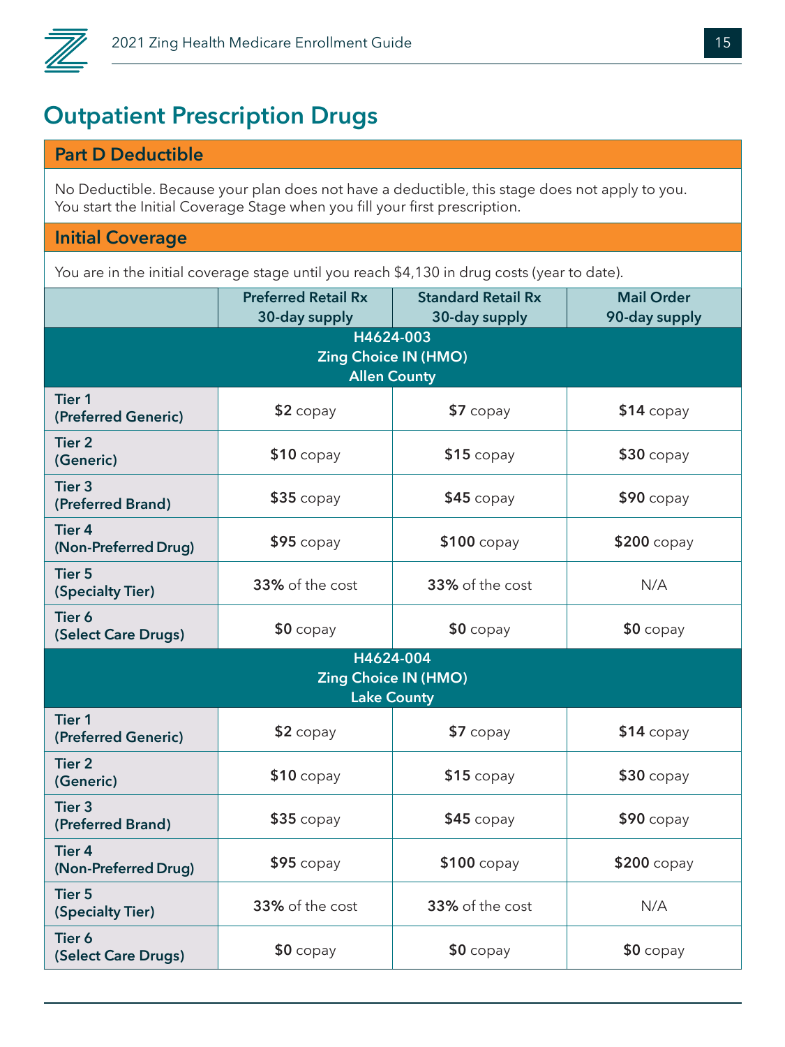# Outpatient Prescription Drugs

## Part D Deductible

No Deductible. Because your plan does not have a deductible, this stage does not apply to you. You start the Initial Coverage Stage when you fill your first prescription.

## Initial Coverage

You are in the initial coverage stage until you reach $4,130 in drug costs (year to date).

| | Preferred Retail Rx 30-day supply | Standard Retail Rx 30-day supply | Mail Order 90-day supply |
|---|---|---|---|
| **H4624-003 Zing Choice IN (HMO) Allen County** | | | |
| **Tier 1 (Preferred Generic)** | **$2** copay | **$7** copay | **$14** copay |
| **Tier 2 (Generic)** | **$10** copay | **$15** copay | **$30** copay |
| **Tier 3 (Preferred Brand)** | **$35** copay | **$45** copay | **$90** copay |
| **Tier 4 (Non-Preferred Drug)** | **$95** copay | **$100** copay | **$200** copay |
| **Tier 5 (Specialty Tier)** | **33%** of the cost | **33%** of the cost | N/A |
| **Tier 6 (Select Care Drugs)** | **$0** copay | **$0** copay | **$0** copay |
| **H4624-004 Zing Choice IN (HMO) Lake County** | | | |
| **Tier 1 (Preferred Generic)** | **$2** copay | **$7** copay | **$14** copay |
| **Tier 2 (Generic)** | **$10** copay | **$15** copay | **$30** copay |
| **Tier 3 (Preferred Brand)** | **$35** copay | **$45** copay | **$90** copay |
| **Tier 4 (Non-Preferred Drug)** | **$95** copay | **$100** copay | **$200** copay |
| **Tier 5 (Specialty Tier)** | **33%** of the cost | **33%** of the cost | N/A |
| **Tier 6 (Select Care Drugs)** | **$0** copay | **$0** copay | **$0** copay |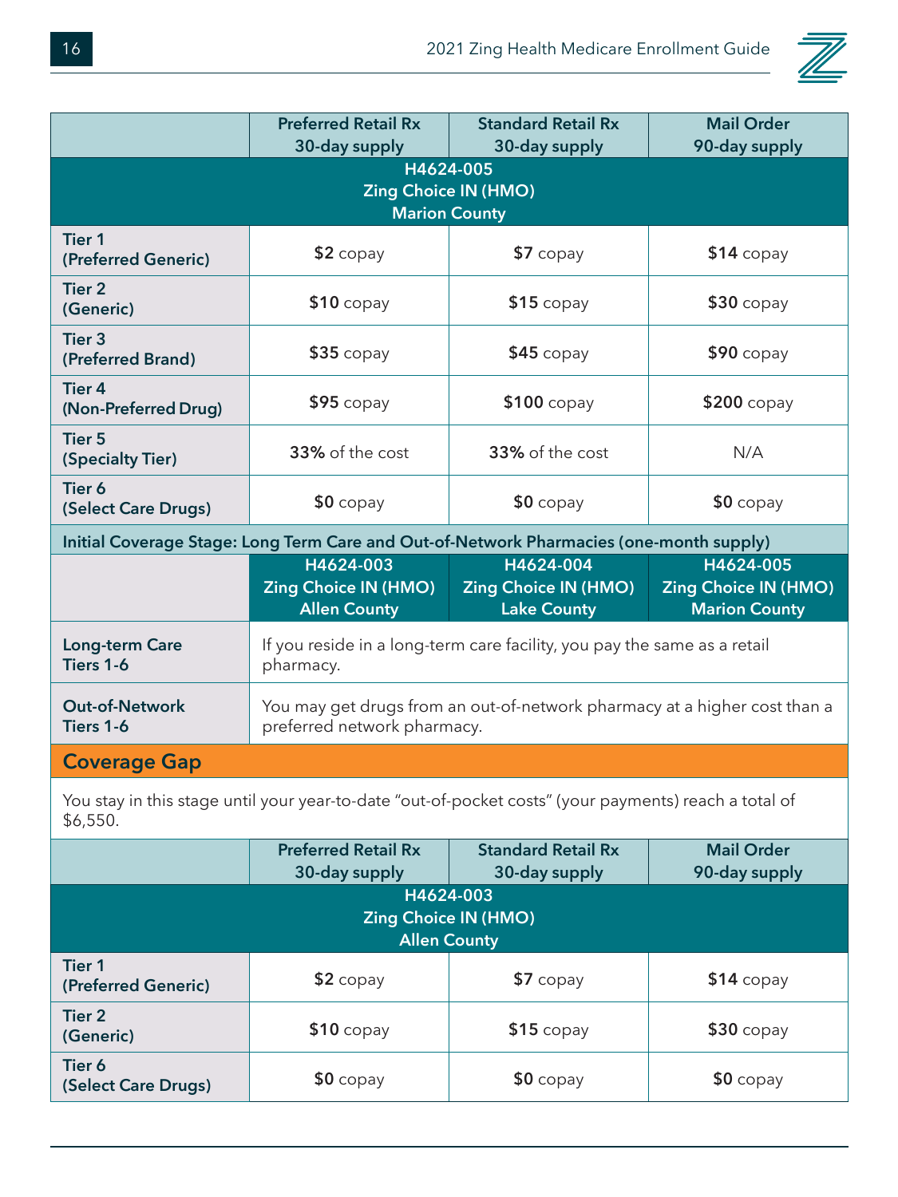| | Preferred Retail Rx 30-day supply | Standard Retail Rx 30-day supply | Mail Order 90-day supply |
|---|---|---|---|
| **H4624-005 Zing Choice IN (HMO) Marion County** | | | |
| **Tier 1 (Preferred Generic)** | **$2** copay | **$7** copay | **$14** copay |
| **Tier 2 (Generic)** | **$10** copay | **$15** copay | **$30** copay |
| **Tier 3 (Preferred Brand)** | **$35** copay | **$45** copay | **$90** copay |
| **Tier 4 (Non-Preferred Drug)** | **$95** copay | **$100** copay | **$200** copay |
| **Tier 5 (Specialty Tier)** | **33%** of the cost | **33%** of the cost | N/A |
| **Tier 6 (Select Care Drugs)** | **$0** copay | **$0** copay | **$0** copay |

**Initial Coverage Stage: Long Term Care and Out-of-Network Pharmacies (one-month supply)**

| | H4624-003 Zing Choice IN (HMO) Allen County | H4624-004 Zing Choice IN (HMO) Lake County | H4624-005 Zing Choice IN (HMO) Marion County |
|---|---|---|---|
| **Long-term Care Tiers 1-6** | If you reside in a long-term care facility, you pay the same as a retail pharmacy. | | |
| **Out-of-Network Tiers 1-6** | You may get drugs from an out-of-network pharmacy at a higher cost than a preferred network pharmacy. | | |

## Coverage Gap

You stay in this stage until your year-to-date "out-of-pocket costs" (your payments) reach a total of $6,550.

| | Preferred Retail Rx 30-day supply | Standard Retail Rx 30-day supply | Mail Order 90-day supply |
|---|---|---|---|
| **H4624-003 Zing Choice IN (HMO) Allen County** | | | |
| **Tier 1 (Preferred Generic)** | **$2** copay | **$7** copay | **$14** copay |
| **Tier 2 (Generic)** | **$10** copay | **$15** copay | **$30** copay |
| **Tier 6 (Select Care Drugs)** | **$0** copay | **$0** copay | **$0** copay |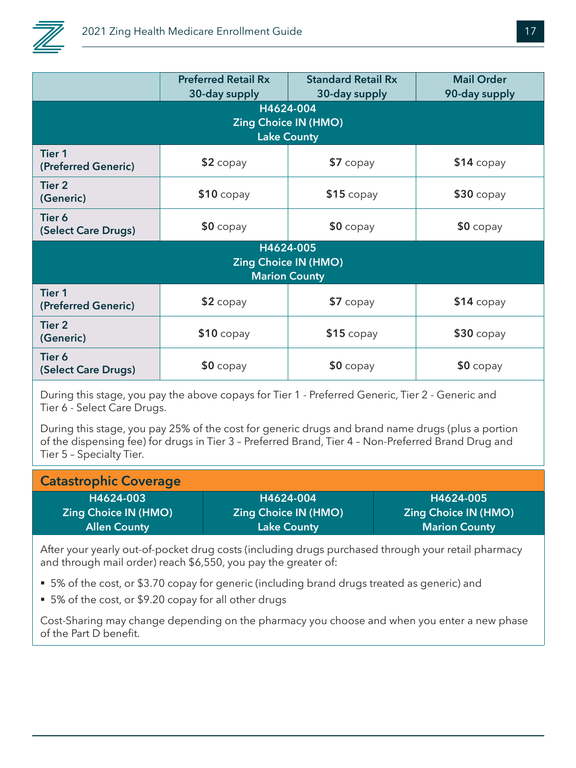| | Preferred Retail Rx 30-day supply | Standard Retail Rx 30-day supply | Mail Order 90-day supply |
|---|---|---|---|
| **H4624-004 Zing Choice IN (HMO) Lake County** | | | |
| **Tier 1 (Preferred Generic)** | **$2** copay | **$7** copay | **$14** copay |
| **Tier 2 (Generic)** | **$10** copay | **$15** copay | **$30** copay |
| **Tier 6 (Select Care Drugs)** | **$0** copay | **$0** copay | **$0** copay |
| **H4624-005 Zing Choice IN (HMO) Marion County** | | | |
| **Tier 1 (Preferred Generic)** | **$2** copay | **$7** copay | **$14** copay |
| **Tier 2 (Generic)** | **$10** copay | **$15** copay | **$30** copay |
| **Tier 6 (Select Care Drugs)** | **$0** copay | **$0** copay | **$0** copay |

During this stage, you pay the above copays for Tier 1 - Preferred Generic, Tier 2 - Generic and Tier 6 - Select Care Drugs.

During this stage, you pay 25% of the cost for generic drugs and brand name drugs (plus a portion of the dispensing fee) for drugs in Tier 3 – Preferred Brand, Tier 4 – Non-Preferred Brand Drug and Tier 5 – Specialty Tier.

## Catastrophic Coverage

| H4624-003 Zing Choice IN (HMO) Allen County | H4624-004 Zing Choice IN (HMO) Lake County | H4624-005 Zing Choice IN (HMO) Marion County |
|---|---|---|

After your yearly out-of-pocket drug costs (including drugs purchased through your retail pharmacy and through mail order) reach $6,550, you pay the greater of:

- 5% of the cost, or $3.70 copay for generic (including brand drugs treated as generic) and
- 5% of the cost, or $9.20 copay for all other drugs

Cost-Sharing may change depending on the pharmacy you choose and when you enter a new phase of the Part D benefit.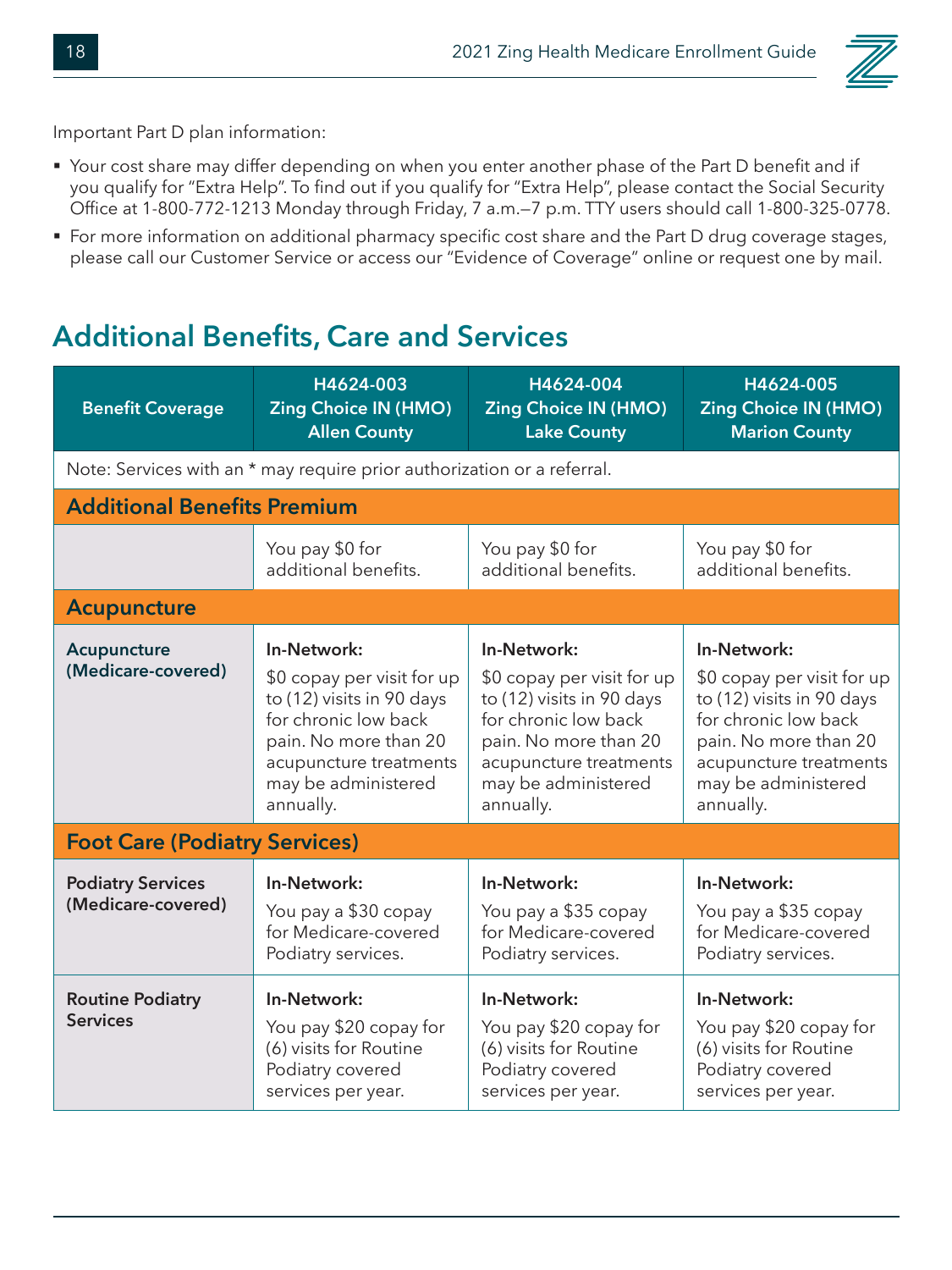Important Part D plan information:

- Your cost share may differ depending on when you enter another phase of the Part D benefit and if you qualify for "Extra Help". To find out if you qualify for "Extra Help", please contact the Social Security Office at 1-800-772-1213 Monday through Friday, 7 a.m.—7 p.m. TTY users should call 1-800-325-0778.
- For more information on additional pharmacy specific cost share and the Part D drug coverage stages, please call our Customer Service or access our "Evidence of Coverage" online or request one by mail.

## Additional Benefits, Care and Services

| Benefit Coverage | H4624-003 Zing Choice IN (HMO) Allen County | H4624-004 Zing Choice IN (HMO) Lake County | H4624-005 Zing Choice IN (HMO) Marion County |
|---|---|---|---|
| Note: Services with an * may require prior authorization or a referral. | | | |
| **Additional Benefits Premium** | | | |
| | You pay $0 for additional benefits. | You pay $0 for additional benefits. | You pay $0 for additional benefits. |
| **Acupuncture** | | | |
| **Acupuncture (Medicare-covered)** | **In-Network:** $0 copay per visit for up to (12) visits in 90 days for chronic low back pain. No more than 20 acupuncture treatments may be administered annually. | **In-Network:** $0 copay per visit for up to (12) visits in 90 days for chronic low back pain. No more than 20 acupuncture treatments may be administered annually. | **In-Network:** $0 copay per visit for up to (12) visits in 90 days for chronic low back pain. No more than 20 acupuncture treatments may be administered annually. |
| **Foot Care (Podiatry Services)** | | | |
| **Podiatry Services (Medicare-covered)** | **In-Network:** You pay a $30 copay for Medicare-covered Podiatry services. | **In-Network:** You pay a $35 copay for Medicare-covered Podiatry services. | **In-Network:** You pay a $35 copay for Medicare-covered Podiatry services. |
| **Routine Podiatry Services** | **In-Network:** You pay $20 copay for (6) visits for Routine Podiatry covered services per year. | **In-Network:** You pay $20 copay for (6) visits for Routine Podiatry covered services per year. | **In-Network:** You pay $20 copay for (6) visits for Routine Podiatry covered services per year. |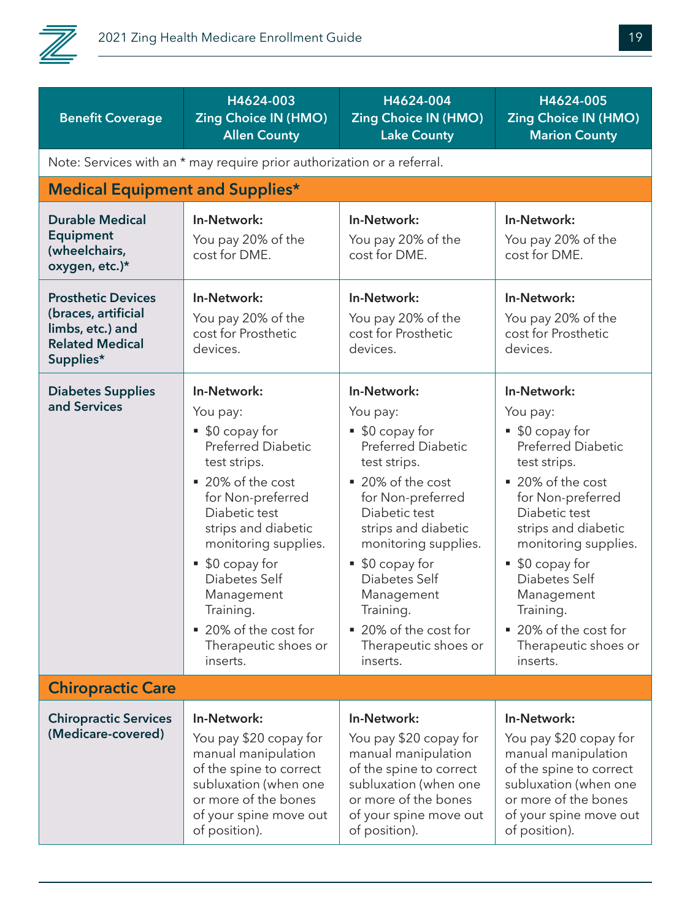| Benefit Coverage | H4624-003 Zing Choice IN (HMO) Allen County | H4624-004 Zing Choice IN (HMO) Lake County | H4624-005 Zing Choice IN (HMO) Marion County |
|---|---|---|---|
| Note: Services with an * may require prior authorization or a referral. | | | |
| **Medical Equipment and Supplies*** | | | |
| **Durable Medical Equipment (wheelchairs, oxygen, etc.)*** | **In-Network:** You pay 20% of the cost for DME. | **In-Network:** You pay 20% of the cost for DME. | **In-Network:** You pay 20% of the cost for DME. |
| **Prosthetic Devices (braces, artificial limbs, etc.) and Related Medical Supplies*** | **In-Network:** You pay 20% of the cost for Prosthetic devices. | **In-Network:** You pay 20% of the cost for Prosthetic devices. | **In-Network:** You pay 20% of the cost for Prosthetic devices. |
| **Diabetes Supplies and Services** | **In-Network:** You pay: ▪ $0 copay for Preferred Diabetic test strips. ▪ 20% of the cost for Non-preferred Diabetic test strips and diabetic monitoring supplies. ▪ $0 copay for Diabetes Self Management Training. ▪ 20% of the cost for Therapeutic shoes or inserts. | **In-Network:** You pay: ▪ $0 copay for Preferred Diabetic test strips. ▪ 20% of the cost for Non-preferred Diabetic test strips and diabetic monitoring supplies. ▪ $0 copay for Diabetes Self Management Training. ▪ 20% of the cost for Therapeutic shoes or inserts. | **In-Network:** You pay: ▪ $0 copay for Preferred Diabetic test strips. ▪ 20% of the cost for Non-preferred Diabetic test strips and diabetic monitoring supplies. ▪ $0 copay for Diabetes Self Management Training. ▪ 20% of the cost for Therapeutic shoes or inserts. |
| **Chiropractic Care** | | | |
| **Chiropractic Services (Medicare-covered)** | **In-Network:** You pay $20 copay for manual manipulation of the spine to correct subluxation (when one or more of the bones of your spine move out of position). | **In-Network:** You pay $20 copay for manual manipulation of the spine to correct subluxation (when one or more of the bones of your spine move out of position). | **In-Network:** You pay $20 copay for manual manipulation of the spine to correct subluxation (when one or more of the bones of your spine move out of position). |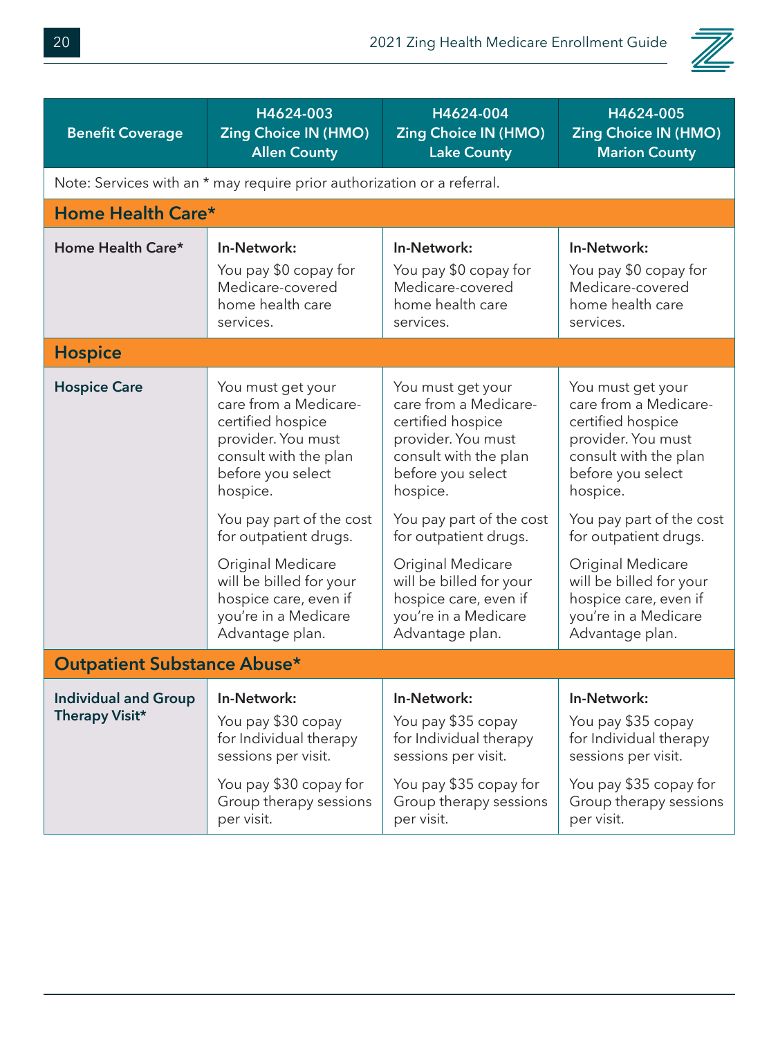| Benefit Coverage | H4624-003 Zing Choice IN (HMO) Allen County | H4624-004 Zing Choice IN (HMO) Lake County | H4624-005 Zing Choice IN (HMO) Marion County |
|---|---|---|---|
| Note: Services with an * may require prior authorization or a referral. | | | |
| **Home Health Care*** | | | |
| **Home Health Care*** | **In-Network:** You pay $0 copay for Medicare-covered home health care services. | **In-Network:** You pay $0 copay for Medicare-covered home health care services. | **In-Network:** You pay $0 copay for Medicare-covered home health care services. |
| **Hospice** | | | |
| **Hospice Care** | You must get your care from a Medicare-certified hospice provider. You must consult with the plan before you select hospice. You pay part of the cost for outpatient drugs. Original Medicare will be billed for your hospice care, even if you're in a Medicare Advantage plan. | You must get your care from a Medicare-certified hospice provider. You must consult with the plan before you select hospice. You pay part of the cost for outpatient drugs. Original Medicare will be billed for your hospice care, even if you're in a Medicare Advantage plan. | You must get your care from a Medicare-certified hospice provider. You must consult with the plan before you select hospice. You pay part of the cost for outpatient drugs. Original Medicare will be billed for your hospice care, even if you're in a Medicare Advantage plan. |
| **Outpatient Substance Abuse*** | | | |
| **Individual and Group Therapy Visit*** | **In-Network:** You pay $30 copay for Individual therapy sessions per visit. You pay $30 copay for Group therapy sessions per visit. | **In-Network:** You pay $35 copay for Individual therapy sessions per visit. You pay $35 copay for Group therapy sessions per visit. | **In-Network:** You pay $35 copay for Individual therapy sessions per visit. You pay $35 copay for Group therapy sessions per visit. |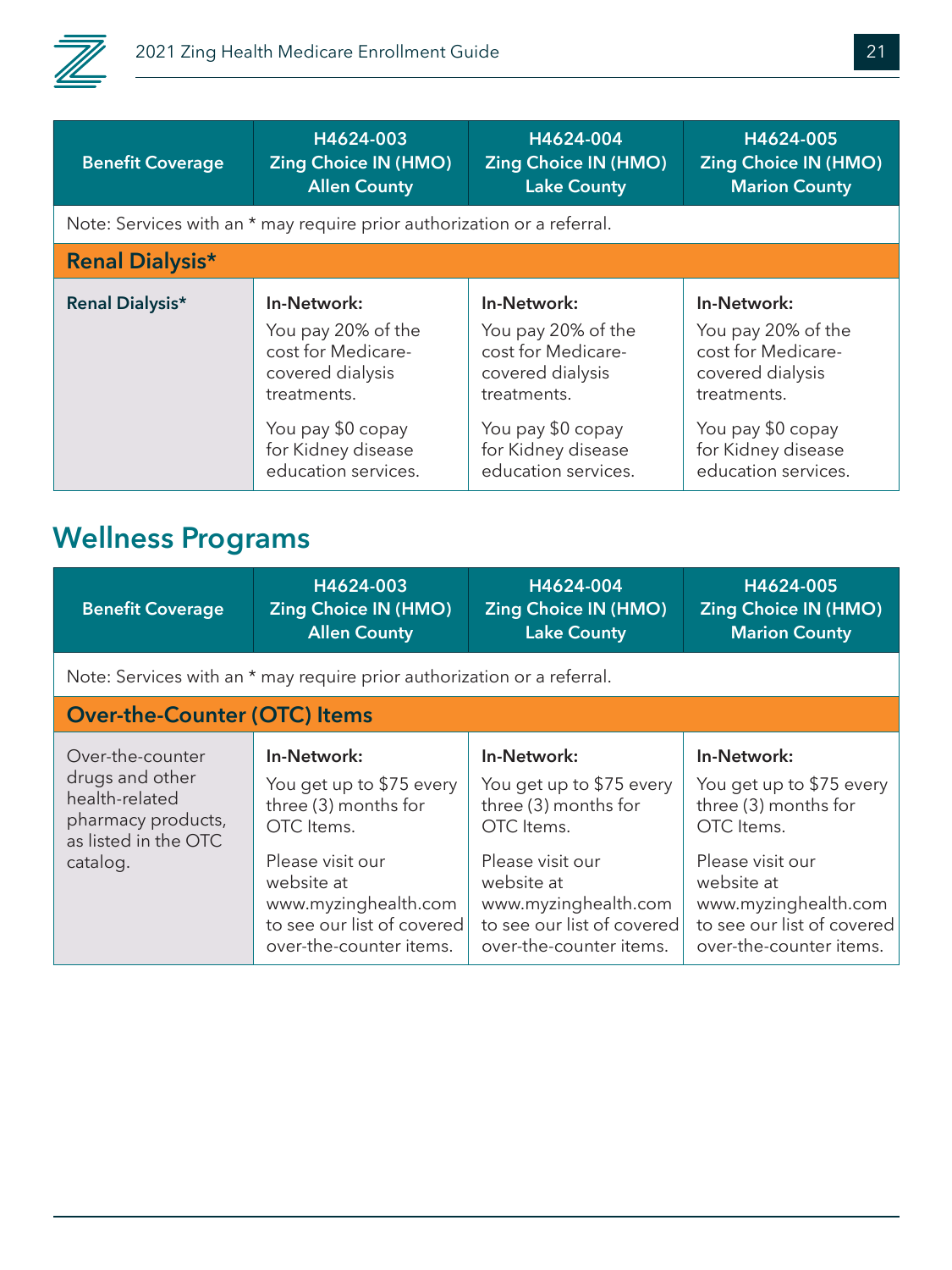| Benefit Coverage | H4624-003 Zing Choice IN (HMO) Allen County | H4624-004 Zing Choice IN (HMO) Lake County | H4624-005 Zing Choice IN (HMO) Marion County |
|---|---|---|---|
| Note: Services with an * may require prior authorization or a referral. | | | |
| **Renal Dialysis*** | | | |
| **Renal Dialysis*** | **In-Network:** You pay 20% of the cost for Medicare-covered dialysis treatments. You pay $0 copay for Kidney disease education services. | **In-Network:** You pay 20% of the cost for Medicare-covered dialysis treatments. You pay $0 copay for Kidney disease education services. | **In-Network:** You pay 20% of the cost for Medicare-covered dialysis treatments. You pay $0 copay for Kidney disease education services. |

## Wellness Programs

| Benefit Coverage | H4624-003 Zing Choice IN (HMO) Allen County | H4624-004 Zing Choice IN (HMO) Lake County | H4624-005 Zing Choice IN (HMO) Marion County |
|---|---|---|---|
| Note: Services with an * may require prior authorization or a referral. | | | |
| **Over-the-Counter (OTC) Items** | | | |
| Over-the-counter drugs and other health-related pharmacy products, as listed in the OTC catalog. | **In-Network:** You get up to $75 every three (3) months for OTC Items. Please visit our website at www.myzinghealth.com to see our list of covered over-the-counter items. | **In-Network:** You get up to $75 every three (3) months for OTC Items. Please visit our website at www.myzinghealth.com to see our list of covered over-the-counter items. | **In-Network:** You get up to $75 every three (3) months for OTC Items. Please visit our website at www.myzinghealth.com to see our list of covered over-the-counter items. |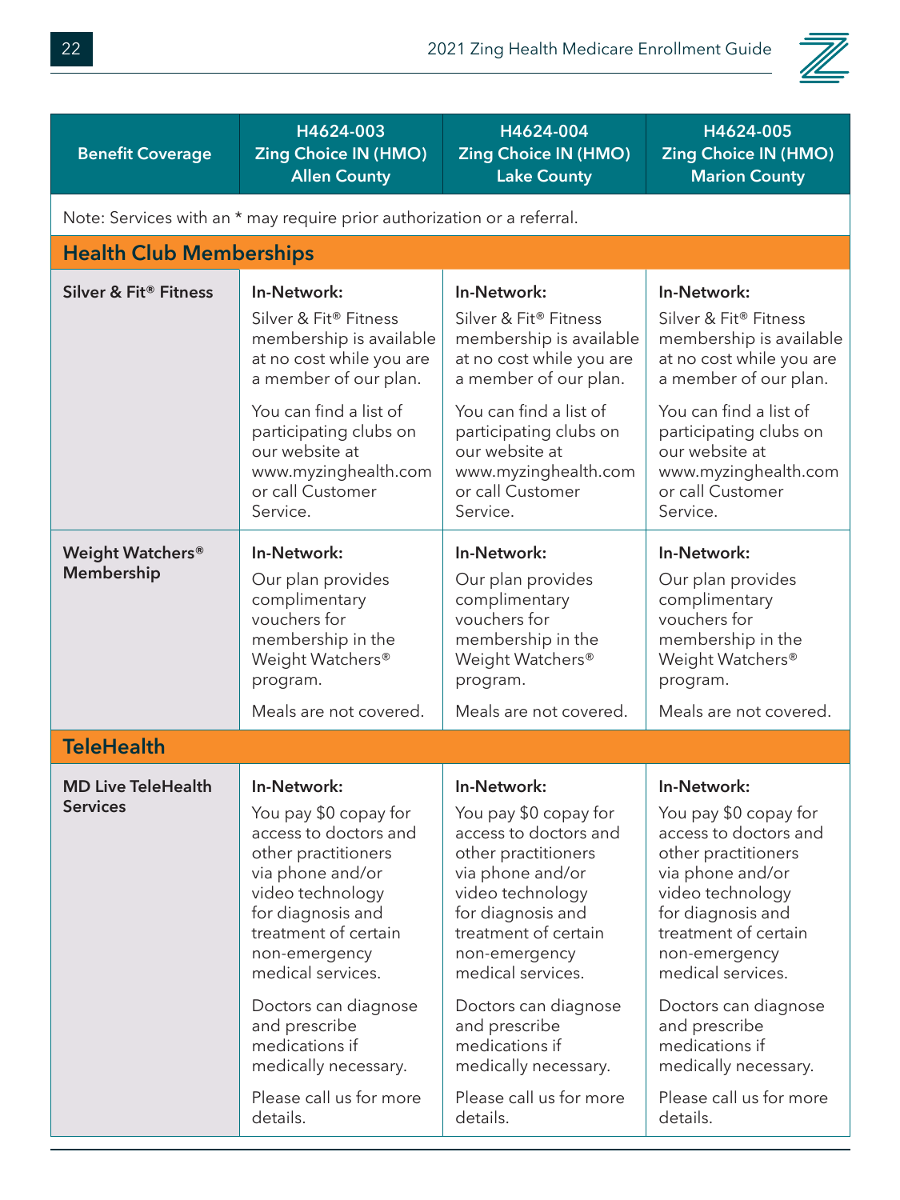| Benefit Coverage | H4624-003 Zing Choice IN (HMO) Allen County | H4624-004 Zing Choice IN (HMO) Lake County | H4624-005 Zing Choice IN (HMO) Marion County |
|---|---|---|---|
| Note: Services with an * may require prior authorization or a referral. | | | |
| **Health Club Memberships** | | | |
| **Silver & Fit® Fitness** | **In-Network:** Silver & Fit® Fitness membership is available at no cost while you are a member of our plan. You can find a list of participating clubs on our website at www.myzinghealth.com or call Customer Service. | **In-Network:** Silver & Fit® Fitness membership is available at no cost while you are a member of our plan. You can find a list of participating clubs on our website at www.myzinghealth.com or call Customer Service. | **In-Network:** Silver & Fit® Fitness membership is available at no cost while you are a member of our plan. You can find a list of participating clubs on our website at www.myzinghealth.com or call Customer Service. |
| **Weight Watchers® Membership** | **In-Network:** Our plan provides complimentary vouchers for membership in the Weight Watchers® program. Meals are not covered. | **In-Network:** Our plan provides complimentary vouchers for membership in the Weight Watchers® program. Meals are not covered. | **In-Network:** Our plan provides complimentary vouchers for membership in the Weight Watchers® program. Meals are not covered. |
| **TeleHealth** | | | |
| **MD Live TeleHealth Services** | **In-Network:** You pay $0 copay for access to doctors and other practitioners via phone and/or video technology for diagnosis and treatment of certain non-emergency medical services. Doctors can diagnose and prescribe medications if medically necessary. Please call us for more details. | **In-Network:** You pay $0 copay for access to doctors and other practitioners via phone and/or video technology for diagnosis and treatment of certain non-emergency medical services. Doctors can diagnose and prescribe medications if medically necessary. Please call us for more details. | **In-Network:** You pay $0 copay for access to doctors and other practitioners via phone and/or video technology for diagnosis and treatment of certain non-emergency medical services. Doctors can diagnose and prescribe medications if medically necessary. Please call us for more details. |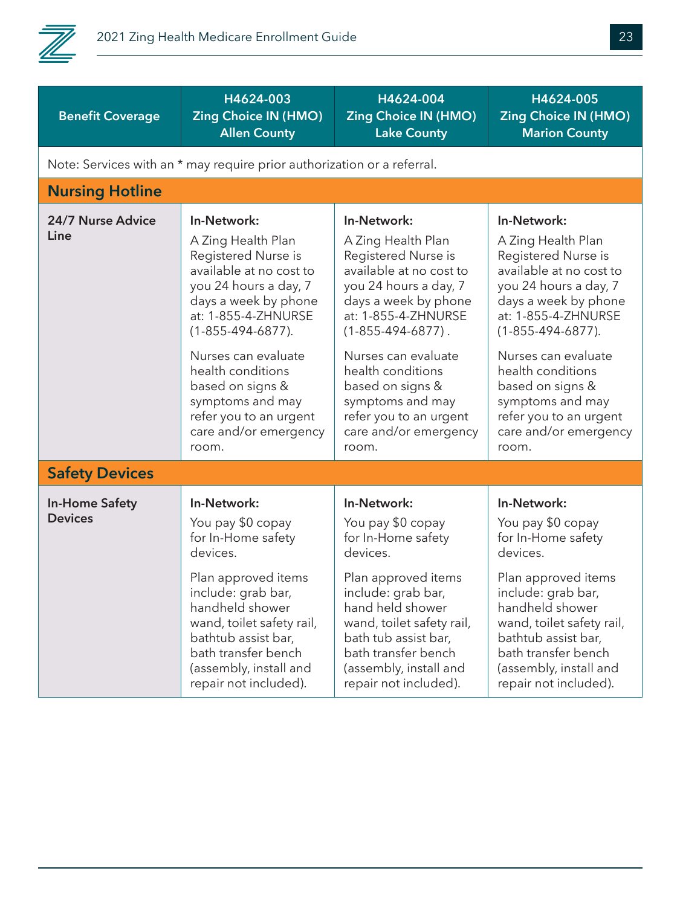| Benefit Coverage | H4624-003 Zing Choice IN (HMO) Allen County | H4624-004 Zing Choice IN (HMO) Lake County | H4624-005 Zing Choice IN (HMO) Marion County |
|---|---|---|---|
| Note: Services with an * may require prior authorization or a referral. | | | |
| **Nursing Hotline** | | | |
| **24/7 Nurse Advice Line** | **In-Network:**<br>A Zing Health Plan Registered Nurse is available at no cost to you 24 hours a day, 7 days a week by phone at: 1-855-4-ZHNURSE (1-855-494-6877).<br><br>Nurses can evaluate health conditions based on signs & symptoms and may refer you to an urgent care and/or emergency room. | **In-Network:**<br>A Zing Health Plan Registered Nurse is available at no cost to you 24 hours a day, 7 days a week by phone at: 1-855-4-ZHNURSE (1-855-494-6877) .<br><br>Nurses can evaluate health conditions based on signs & symptoms and may refer you to an urgent care and/or emergency room. | **In-Network:**<br>A Zing Health Plan Registered Nurse is available at no cost to you 24 hours a day, 7 days a week by phone at: 1-855-4-ZHNURSE (1-855-494-6877).<br><br>Nurses can evaluate health conditions based on signs & symptoms and may refer you to an urgent care and/or emergency room. |
| **Safety Devices** | | | |
| **In-Home Safety Devices** | **In-Network:**<br>You pay $0 copay for In-Home safety devices.<br><br>Plan approved items include: grab bar, handheld shower wand, toilet safety rail, bathtub assist bar, bath transfer bench (assembly, install and repair not included). | **In-Network:**<br>You pay $0 copay for In-Home safety devices.<br><br>Plan approved items include: grab bar, hand held shower wand, toilet safety rail, bath tub assist bar, bath transfer bench (assembly, install and repair not included). | **In-Network:**<br>You pay $0 copay for In-Home safety devices.<br><br>Plan approved items include: grab bar, handheld shower wand, toilet safety rail, bathtub assist bar, bath transfer bench (assembly, install and repair not included). |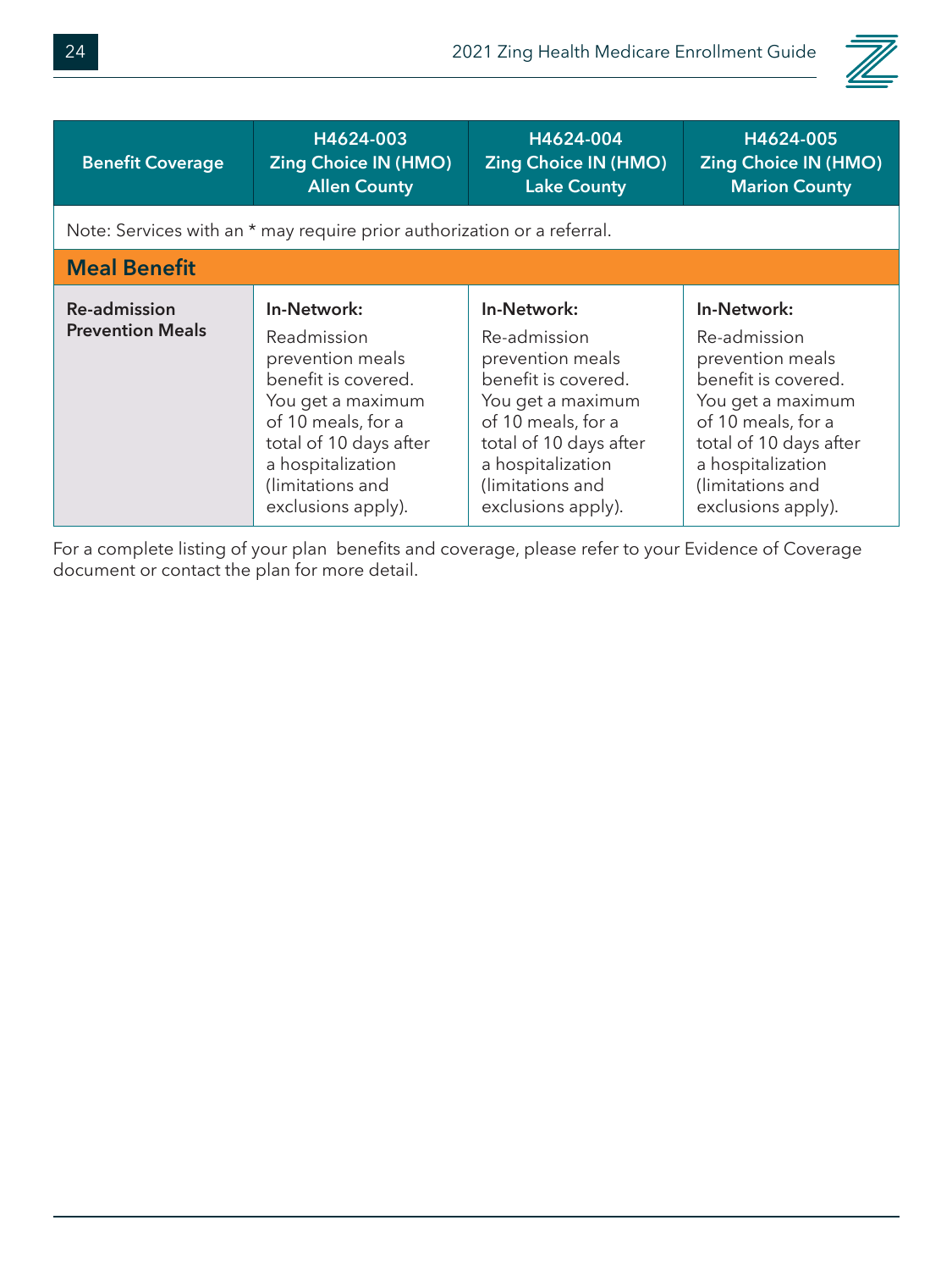| Benefit Coverage | H4624-003 Zing Choice IN (HMO) Allen County | H4624-004 Zing Choice IN (HMO) Lake County | H4624-005 Zing Choice IN (HMO) Marion County |
|---|---|---|---|
| Note: Services with an * may require prior authorization or a referral. | | | |
| **Meal Benefit** | | | |
| **Re-admission Prevention Meals** | **In-Network:** Readmission prevention meals benefit is covered. You get a maximum of 10 meals, for a total of 10 days after a hospitalization (limitations and exclusions apply). | **In-Network:** Re-admission prevention meals benefit is covered. You get a maximum of 10 meals, for a total of 10 days after a hospitalization (limitations and exclusions apply). | **In-Network:** Re-admission prevention meals benefit is covered. You get a maximum of 10 meals, for a total of 10 days after a hospitalization (limitations and exclusions apply). |

For a complete listing of your plan benefits and coverage, please refer to your Evidence of Coverage document or contact the plan for more detail.